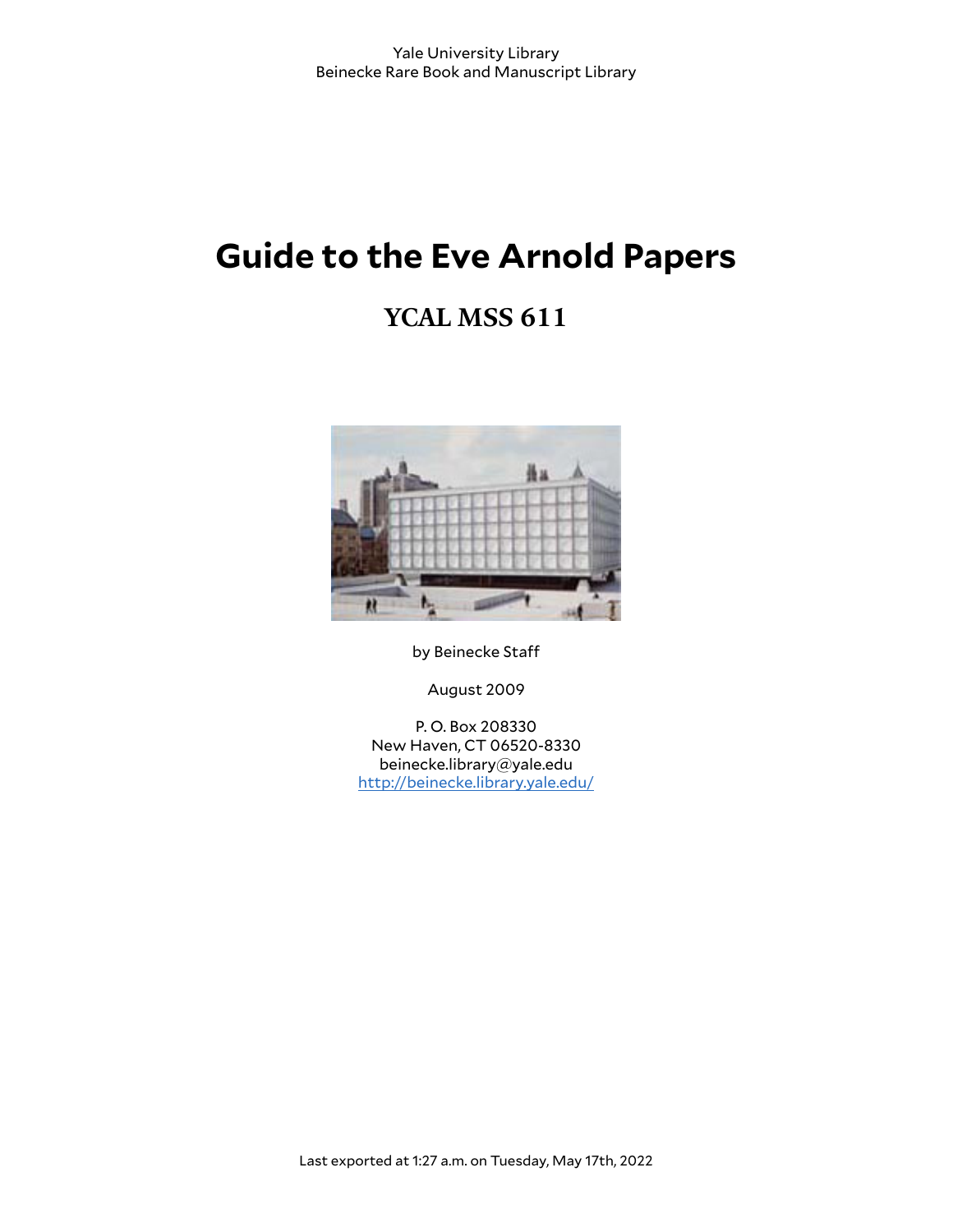Yale University Library
Beinecke Rare Book and Manuscript Library

# Guide to the Eve Arnold Papers

## YCAL MSS 611

by Beinecke Staff

August 2009

P. O. Box 208330
New Haven, CT 06520-8330
beinecke.library@yale.edu
http://beinecke.library.yale.edu/

Last exported at 1:27 a.m. on Tuesday, May 17th, 2022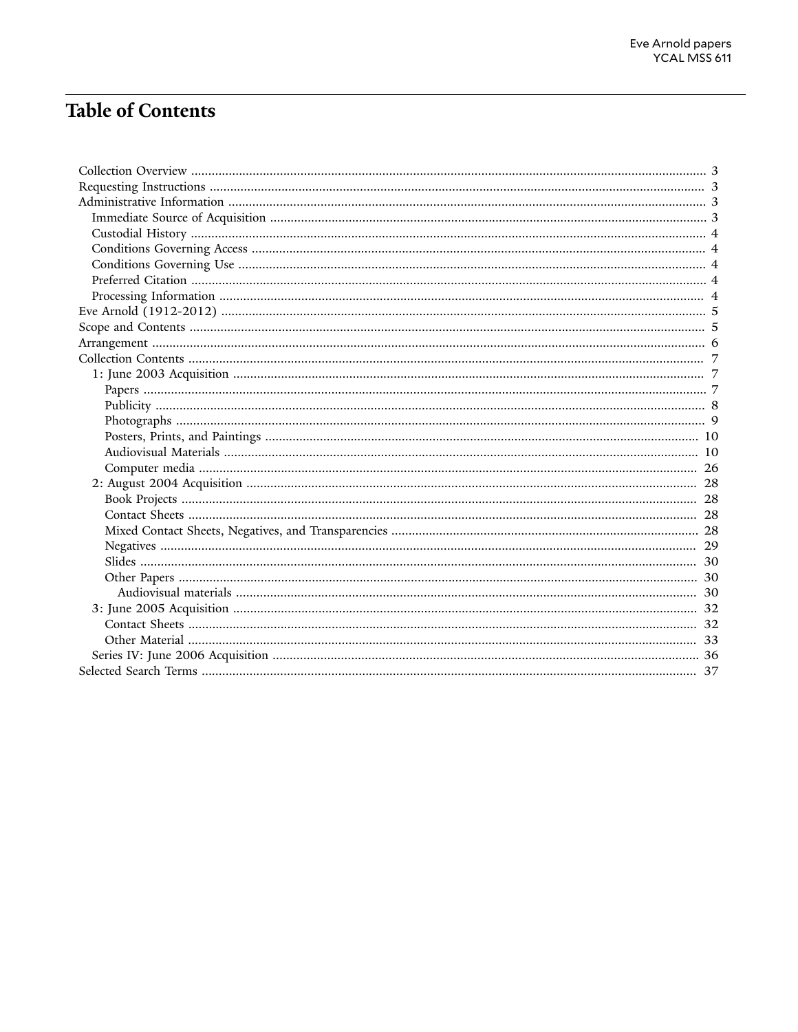# Table of Contents

- Collection Overview ..... 3
- Requesting Instructions ..... 3
- Administrative Information ..... 3
  - Immediate Source of Acquisition ..... 3
  - Custodial History ..... 4
  - Conditions Governing Access ..... 4
  - Conditions Governing Use ..... 4
  - Preferred Citation ..... 4
  - Processing Information ..... 4
- Eve Arnold (1912-2012) ..... 5
- Scope and Contents ..... 5
- Arrangement ..... 6
- Collection Contents ..... 7
  - 1: June 2003 Acquisition ..... 7
    - Papers ..... 7
    - Publicity ..... 8
    - Photographs ..... 9
    - Posters, Prints, and Paintings ..... 10
    - Audiovisual Materials ..... 10
    - Computer media ..... 26
  - 2: August 2004 Acquisition ..... 28
    - Book Projects ..... 28
    - Contact Sheets ..... 28
    - Mixed Contact Sheets, Negatives, and Transparencies ..... 28
    - Negatives ..... 29
    - Slides ..... 30
    - Other Papers ..... 30
      - Audiovisual materials ..... 30
  - 3: June 2005 Acquisition ..... 32
    - Contact Sheets ..... 32
    - Other Material ..... 33
  - Series IV: June 2006 Acquisition ..... 36
- Selected Search Terms ..... 37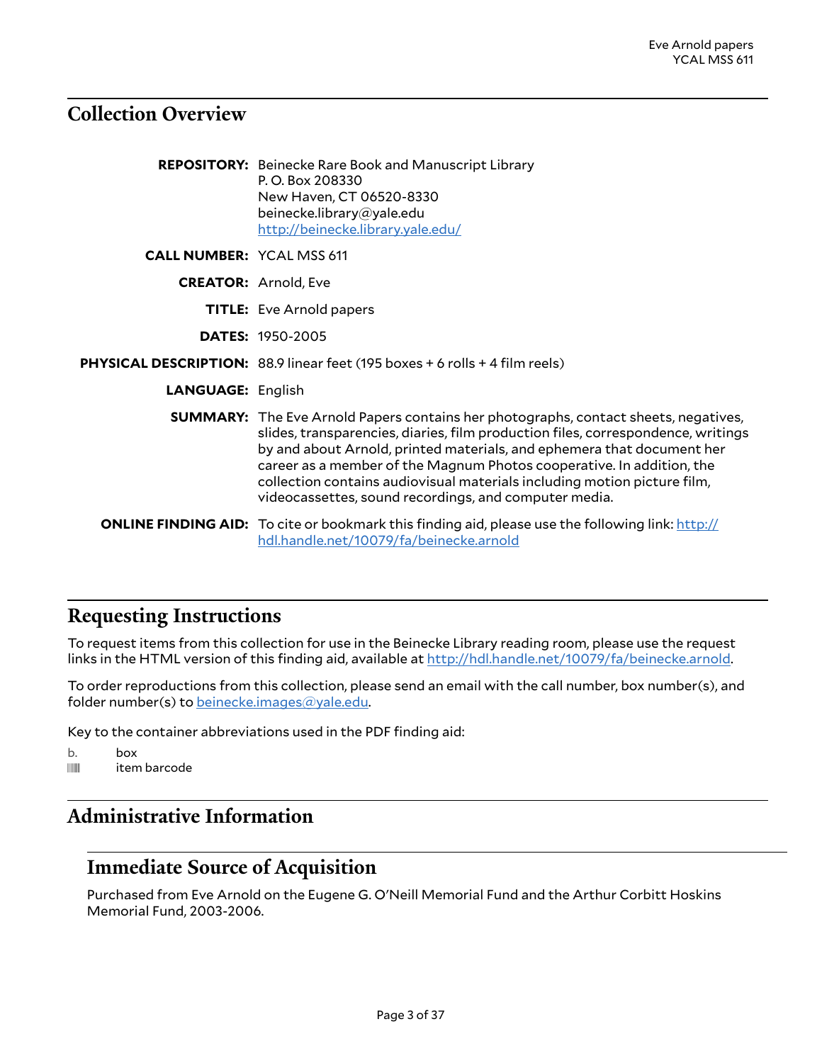## Collection Overview

**REPOSITORY:** Beinecke Rare Book and Manuscript Library
P. O. Box 208330
New Haven, CT 06520-8330
beinecke.library@yale.edu
http://beinecke.library.yale.edu/

**CALL NUMBER:** YCAL MSS 611

**CREATOR:** Arnold, Eve

**TITLE:** Eve Arnold papers

**DATES:** 1950-2005

**PHYSICAL DESCRIPTION:** 88.9 linear feet (195 boxes + 6 rolls + 4 film reels)

**LANGUAGE:** English

**SUMMARY:** The Eve Arnold Papers contains her photographs, contact sheets, negatives, slides, transparencies, diaries, film production files, correspondence, writings by and about Arnold, printed materials, and ephemera that document her career as a member of the Magnum Photos cooperative. In addition, the collection contains audiovisual materials including motion picture film, videocassettes, sound recordings, and computer media.

**ONLINE FINDING AID:** To cite or bookmark this finding aid, please use the following link: http://hdl.handle.net/10079/fa/beinecke.arnold

## Requesting Instructions

To request items from this collection for use in the Beinecke Library reading room, please use the request links in the HTML version of this finding aid, available at http://hdl.handle.net/10079/fa/beinecke.arnold.

To order reproductions from this collection, please send an email with the call number, box number(s), and folder number(s) to beinecke.images@yale.edu.

Key to the container abbreviations used in the PDF finding aid:

b. box
|||||| item barcode

## Administrative Information

### Immediate Source of Acquisition

Purchased from Eve Arnold on the Eugene G. O'Neill Memorial Fund and the Arthur Corbitt Hoskins Memorial Fund, 2003-2006.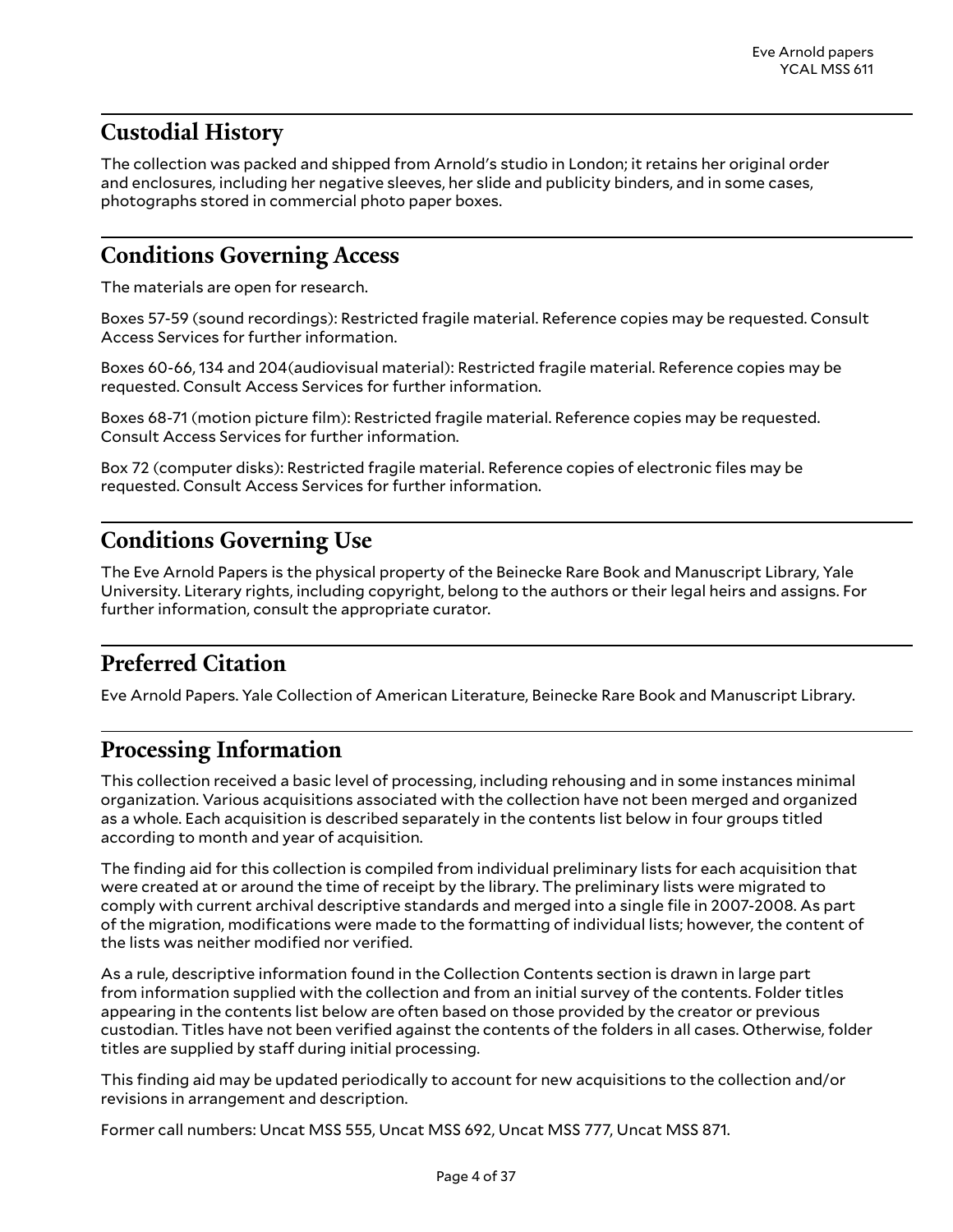## Custodial History

The collection was packed and shipped from Arnold's studio in London; it retains her original order and enclosures, including her negative sleeves, her slide and publicity binders, and in some cases, photographs stored in commercial photo paper boxes.

## Conditions Governing Access

The materials are open for research.

Boxes 57-59 (sound recordings): Restricted fragile material. Reference copies may be requested. Consult Access Services for further information.

Boxes 60-66, 134 and 204(audiovisual material): Restricted fragile material. Reference copies may be requested. Consult Access Services for further information.

Boxes 68-71 (motion picture film): Restricted fragile material. Reference copies may be requested. Consult Access Services for further information.

Box 72 (computer disks): Restricted fragile material. Reference copies of electronic files may be requested. Consult Access Services for further information.

## Conditions Governing Use

The Eve Arnold Papers is the physical property of the Beinecke Rare Book and Manuscript Library, Yale University. Literary rights, including copyright, belong to the authors or their legal heirs and assigns. For further information, consult the appropriate curator.

## Preferred Citation

Eve Arnold Papers. Yale Collection of American Literature, Beinecke Rare Book and Manuscript Library.

## Processing Information

This collection received a basic level of processing, including rehousing and in some instances minimal organization. Various acquisitions associated with the collection have not been merged and organized as a whole. Each acquisition is described separately in the contents list below in four groups titled according to month and year of acquisition.

The finding aid for this collection is compiled from individual preliminary lists for each acquisition that were created at or around the time of receipt by the library. The preliminary lists were migrated to comply with current archival descriptive standards and merged into a single file in 2007-2008. As part of the migration, modifications were made to the formatting of individual lists; however, the content of the lists was neither modified nor verified.

As a rule, descriptive information found in the Collection Contents section is drawn in large part from information supplied with the collection and from an initial survey of the contents. Folder titles appearing in the contents list below are often based on those provided by the creator or previous custodian. Titles have not been verified against the contents of the folders in all cases. Otherwise, folder titles are supplied by staff during initial processing.

This finding aid may be updated periodically to account for new acquisitions to the collection and/or revisions in arrangement and description.

Former call numbers: Uncat MSS 555, Uncat MSS 692, Uncat MSS 777, Uncat MSS 871.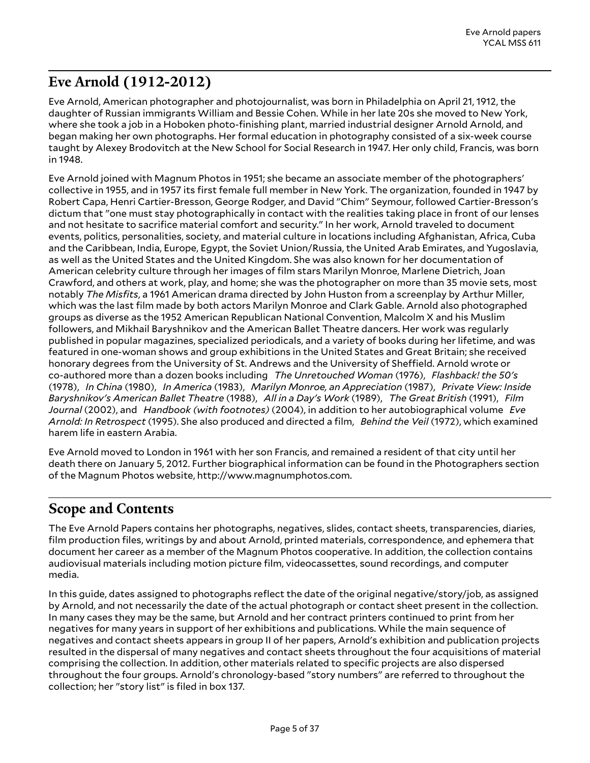## Eve Arnold (1912-2012)

Eve Arnold, American photographer and photojournalist, was born in Philadelphia on April 21, 1912, the daughter of Russian immigrants William and Bessie Cohen. While in her late 20s she moved to New York, where she took a job in a Hoboken photo-finishing plant, married industrial designer Arnold Arnold, and began making her own photographs. Her formal education in photography consisted of a six-week course taught by Alexey Brodovitch at the New School for Social Research in 1947. Her only child, Francis, was born in 1948.

Eve Arnold joined with Magnum Photos in 1951; she became an associate member of the photographers' collective in 1955, and in 1957 its first female full member in New York. The organization, founded in 1947 by Robert Capa, Henri Cartier-Bresson, George Rodger, and David "Chim" Seymour, followed Cartier-Bresson's dictum that "one must stay photographically in contact with the realities taking place in front of our lenses and not hesitate to sacrifice material comfort and security." In her work, Arnold traveled to document events, politics, personalities, society, and material culture in locations including Afghanistan, Africa, Cuba and the Caribbean, India, Europe, Egypt, the Soviet Union/Russia, the United Arab Emirates, and Yugoslavia, as well as the United States and the United Kingdom. She was also known for her documentation of American celebrity culture through her images of film stars Marilyn Monroe, Marlene Dietrich, Joan Crawford, and others at work, play, and home; she was the photographer on more than 35 movie sets, most notably *The Misfits*, a 1961 American drama directed by John Huston from a screenplay by Arthur Miller, which was the last film made by both actors Marilyn Monroe and Clark Gable. Arnold also photographed groups as diverse as the 1952 American Republican National Convention, Malcolm X and his Muslim followers, and Mikhail Baryshnikov and the American Ballet Theatre dancers. Her work was regularly published in popular magazines, specialized periodicals, and a variety of books during her lifetime, and was featured in one-woman shows and group exhibitions in the United States and Great Britain; she received honorary degrees from the University of St. Andrews and the University of Sheffield. Arnold wrote or co-authored more than a dozen books including *The Unretouched Woman* (1976), *Flashback! the 50's* (1978), *In China* (1980), *In America* (1983), *Marilyn Monroe, an Appreciation* (1987), *Private View: Inside Baryshnikov's American Ballet Theatre* (1988), *All in a Day's Work* (1989), *The Great British* (1991), *Film Journal* (2002), and *Handbook (with footnotes)* (2004), in addition to her autobiographical volume *Eve Arnold: In Retrospect* (1995). She also produced and directed a film, *Behind the Veil* (1972), which examined harem life in eastern Arabia.

Eve Arnold moved to London in 1961 with her son Francis, and remained a resident of that city until her death there on January 5, 2012. Further biographical information can be found in the Photographers section of the Magnum Photos website, http://www.magnumphotos.com.

## Scope and Contents

The Eve Arnold Papers contains her photographs, negatives, slides, contact sheets, transparencies, diaries, film production files, writings by and about Arnold, printed materials, correspondence, and ephemera that document her career as a member of the Magnum Photos cooperative. In addition, the collection contains audiovisual materials including motion picture film, videocassettes, sound recordings, and computer media.

In this guide, dates assigned to photographs reflect the date of the original negative/story/job, as assigned by Arnold, and not necessarily the date of the actual photograph or contact sheet present in the collection. In many cases they may be the same, but Arnold and her contract printers continued to print from her negatives for many years in support of her exhibitions and publications. While the main sequence of negatives and contact sheets appears in group II of her papers, Arnold's exhibition and publication projects resulted in the dispersal of many negatives and contact sheets throughout the four acquisitions of material comprising the collection. In addition, other materials related to specific projects are also dispersed throughout the four groups. Arnold's chronology-based "story numbers" are referred to throughout the collection; her "story list" is filed in box 137.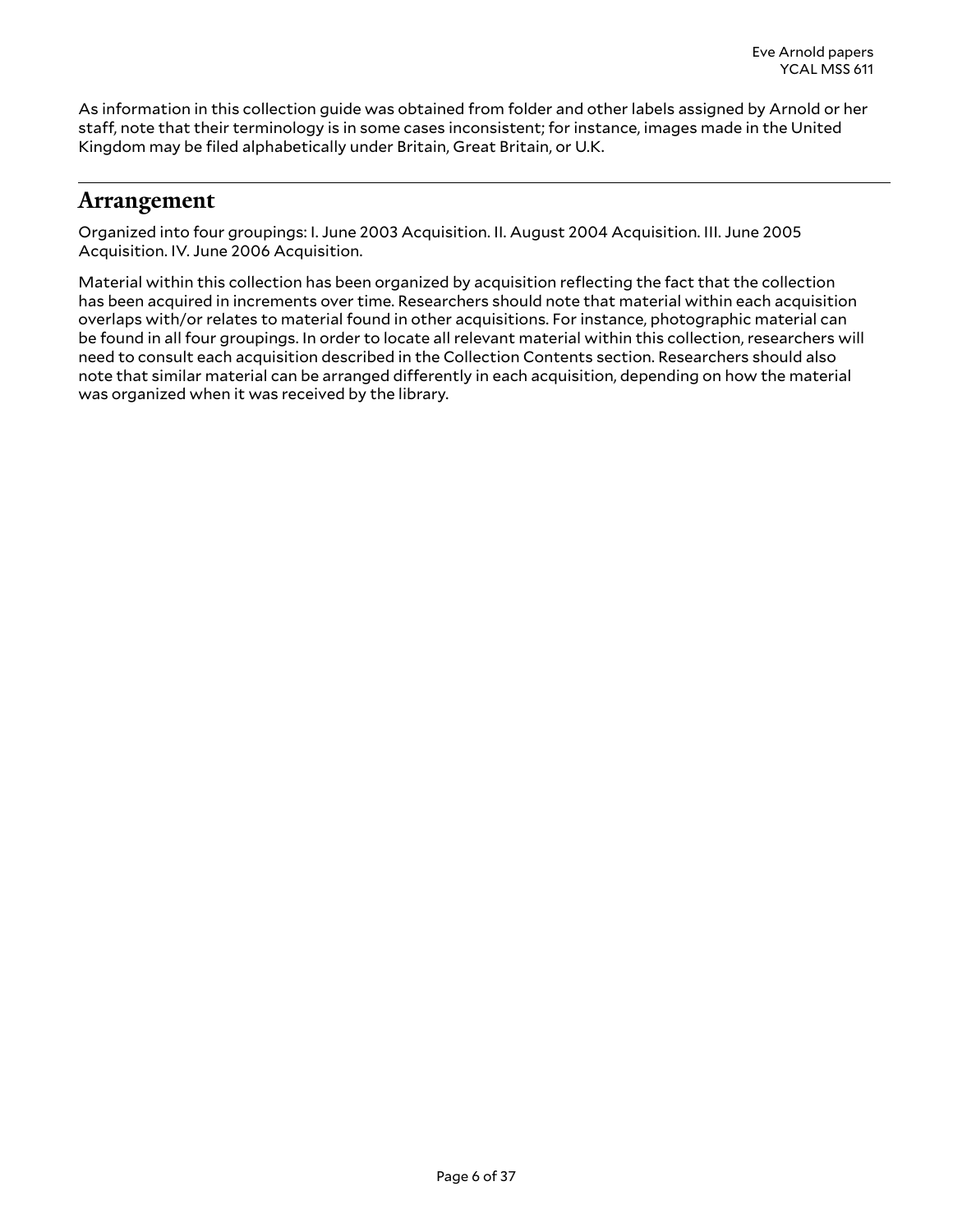As information in this collection guide was obtained from folder and other labels assigned by Arnold or her staff, note that their terminology is in some cases inconsistent; for instance, images made in the United Kingdom may be filed alphabetically under Britain, Great Britain, or U.K.

## Arrangement

Organized into four groupings: I. June 2003 Acquisition. II. August 2004 Acquisition. III. June 2005 Acquisition. IV. June 2006 Acquisition.

Material within this collection has been organized by acquisition reflecting the fact that the collection has been acquired in increments over time. Researchers should note that material within each acquisition overlaps with/or relates to material found in other acquisitions. For instance, photographic material can be found in all four groupings. In order to locate all relevant material within this collection, researchers will need to consult each acquisition described in the Collection Contents section. Researchers should also note that similar material can be arranged differently in each acquisition, depending on how the material was organized when it was received by the library.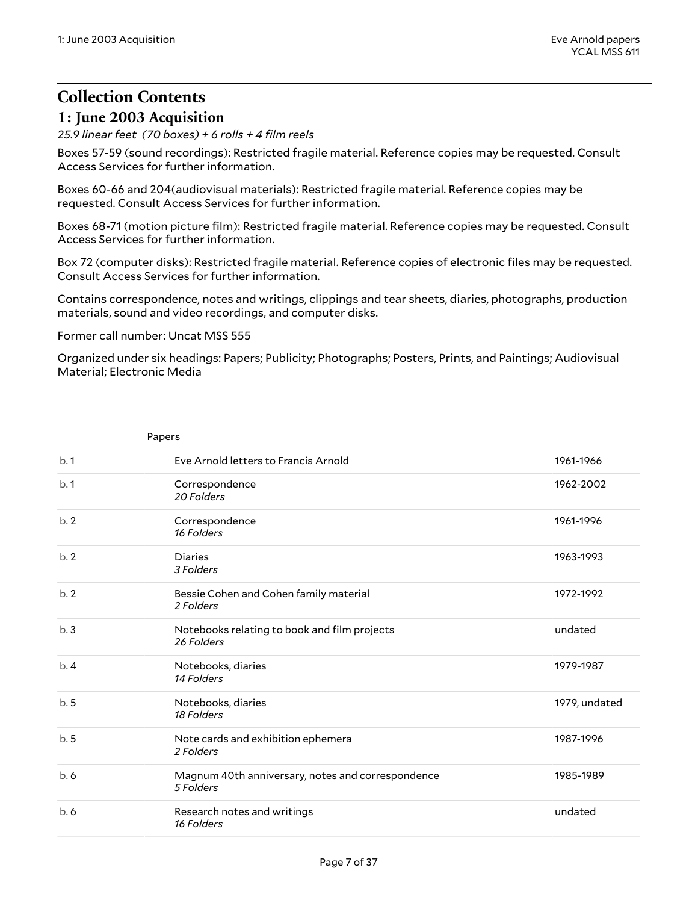# Collection Contents

## 1: June 2003 Acquisition

*25.9 linear feet (70 boxes) + 6 rolls + 4 film reels*

Boxes 57-59 (sound recordings): Restricted fragile material. Reference copies may be requested. Consult Access Services for further information.

Boxes 60-66 and 204(audiovisual materials): Restricted fragile material. Reference copies may be requested. Consult Access Services for further information.

Boxes 68-71 (motion picture film): Restricted fragile material. Reference copies may be requested. Consult Access Services for further information.

Box 72 (computer disks): Restricted fragile material. Reference copies of electronic files may be requested. Consult Access Services for further information.

Contains correspondence, notes and writings, clippings and tear sheets, diaries, photographs, production materials, sound and video recordings, and computer disks.

Former call number: Uncat MSS 555

Organized under six headings: Papers; Publicity; Photographs; Posters, Prints, and Paintings; Audiovisual Material; Electronic Media

| | Papers | |
|---|---|---|
| b. 1 | Eve Arnold letters to Francis Arnold | 1961-1966 |
| b. 1 | Correspondence<br>*20 Folders* | 1962-2002 |
| b. 2 | Correspondence<br>*16 Folders* | 1961-1996 |
| b. 2 | Diaries<br>*3 Folders* | 1963-1993 |
| b. 2 | Bessie Cohen and Cohen family material<br>*2 Folders* | 1972-1992 |
| b. 3 | Notebooks relating to book and film projects<br>*26 Folders* | undated |
| b. 4 | Notebooks, diaries<br>*14 Folders* | 1979-1987 |
| b. 5 | Notebooks, diaries<br>*18 Folders* | 1979, undated |
| b. 5 | Note cards and exhibition ephemera<br>*2 Folders* | 1987-1996 |
| b. 6 | Magnum 40th anniversary, notes and correspondence<br>*5 Folders* | 1985-1989 |
| b. 6 | Research notes and writings<br>*16 Folders* | undated |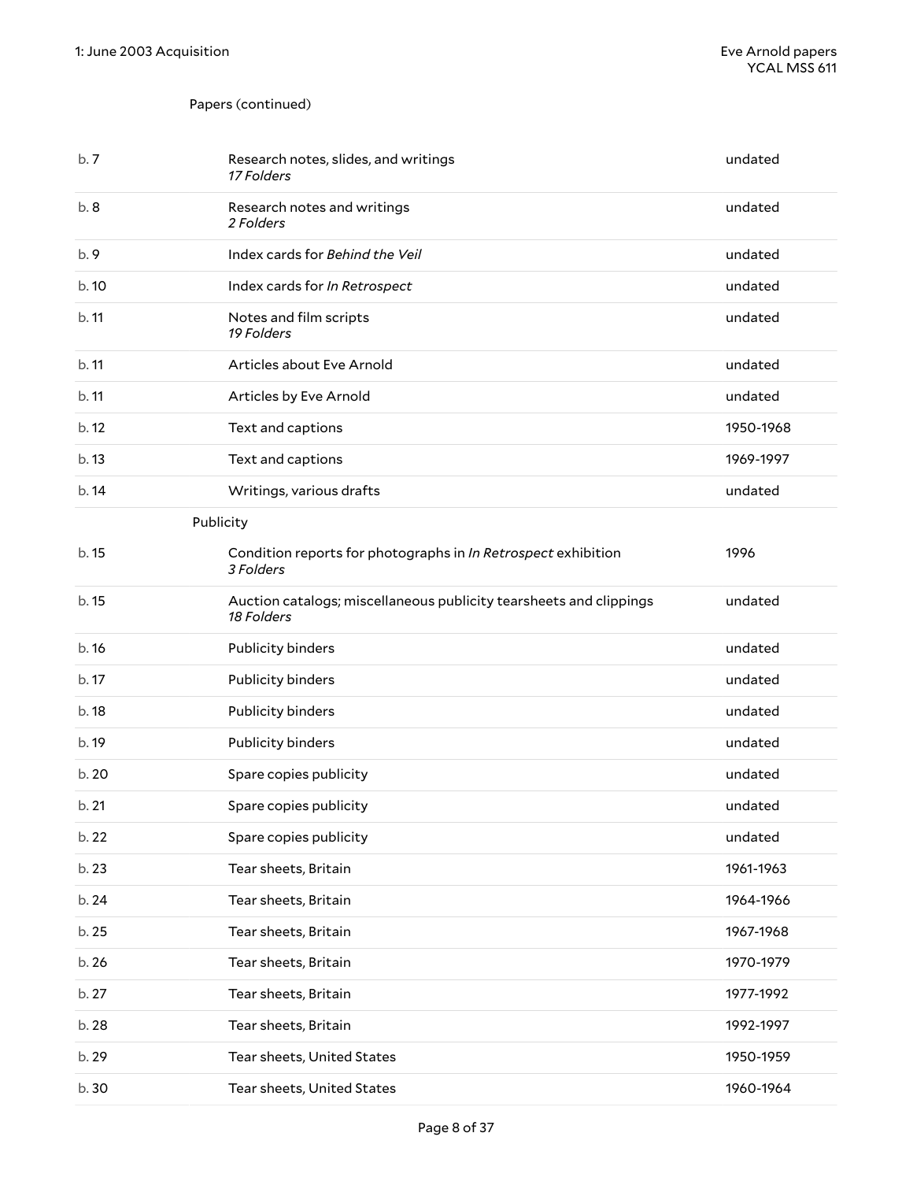Papers (continued)

| | | |
|---|---|---|
| b. 7 | Research notes, slides, and writings<br>*17 Folders* | undated |
| b. 8 | Research notes and writings<br>*2 Folders* | undated |
| b. 9 | Index cards for *Behind the Veil* | undated |
| b. 10 | Index cards for *In Retrospect* | undated |
| b. 11 | Notes and film scripts<br>*19 Folders* | undated |
| b. 11 | Articles about Eve Arnold | undated |
| b. 11 | Articles by Eve Arnold | undated |
| b. 12 | Text and captions | 1950-1968 |
| b. 13 | Text and captions | 1969-1997 |
| b. 14 | Writings, various drafts | undated |

Publicity

| | | |
|---|---|---|
| b. 15 | Condition reports for photographs in *In Retrospect* exhibition<br>*3 Folders* | 1996 |
| b. 15 | Auction catalogs; miscellaneous publicity tearsheets and clippings<br>*18 Folders* | undated |
| b. 16 | Publicity binders | undated |
| b. 17 | Publicity binders | undated |
| b. 18 | Publicity binders | undated |
| b. 19 | Publicity binders | undated |
| b. 20 | Spare copies publicity | undated |
| b. 21 | Spare copies publicity | undated |
| b. 22 | Spare copies publicity | undated |
| b. 23 | Tear sheets, Britain | 1961-1963 |
| b. 24 | Tear sheets, Britain | 1964-1966 |
| b. 25 | Tear sheets, Britain | 1967-1968 |
| b. 26 | Tear sheets, Britain | 1970-1979 |
| b. 27 | Tear sheets, Britain | 1977-1992 |
| b. 28 | Tear sheets, Britain | 1992-1997 |
| b. 29 | Tear sheets, United States | 1950-1959 |
| b. 30 | Tear sheets, United States | 1960-1964 |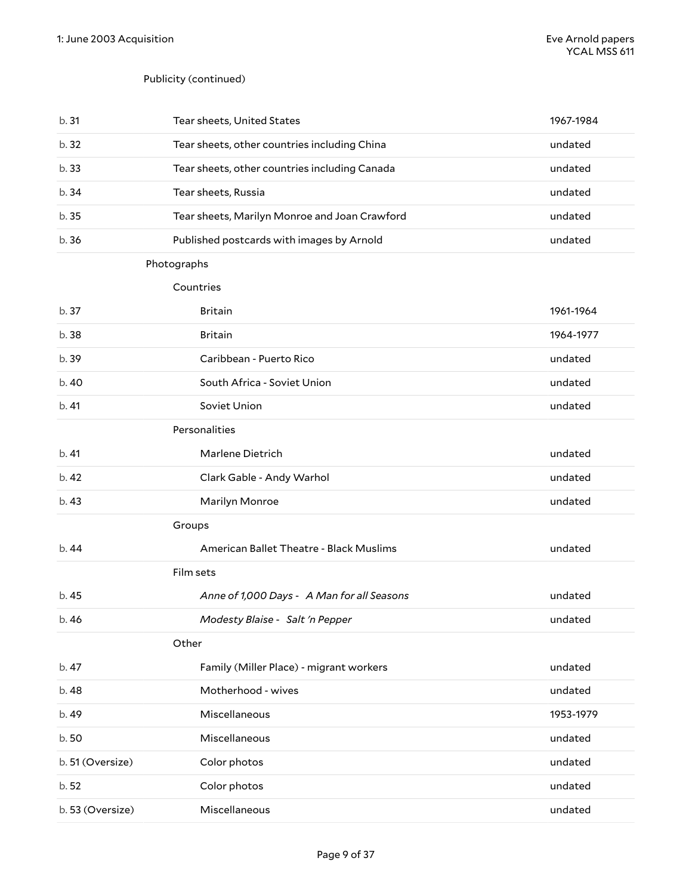Publicity (continued)

| | | |
|---|---|---|
| b. 31 | Tear sheets, United States | 1967-1984 |
| b. 32 | Tear sheets, other countries including China | undated |
| b. 33 | Tear sheets, other countries including Canada | undated |
| b. 34 | Tear sheets, Russia | undated |
| b. 35 | Tear sheets, Marilyn Monroe and Joan Crawford | undated |
| b. 36 | Published postcards with images by Arnold | undated |

Photographs

Countries

| | | |
|---|---|---|
| b. 37 | Britain | 1961-1964 |
| b. 38 | Britain | 1964-1977 |
| b. 39 | Caribbean - Puerto Rico | undated |
| b. 40 | South Africa - Soviet Union | undated |
| b. 41 | Soviet Union | undated |

Personalities

| | | |
|---|---|---|
| b. 41 | Marlene Dietrich | undated |
| b. 42 | Clark Gable - Andy Warhol | undated |
| b. 43 | Marilyn Monroe | undated |

Groups

| | | |
|---|---|---|
| b. 44 | American Ballet Theatre - Black Muslims | undated |

Film sets

| | | |
|---|---|---|
| b. 45 | *Anne of 1,000 Days* - *A Man for all Seasons* | undated |
| b. 46 | *Modesty Blaise* - *Salt 'n Pepper* | undated |

Other

| | | |
|---|---|---|
| b. 47 | Family (Miller Place) - migrant workers | undated |
| b. 48 | Motherhood - wives | undated |
| b. 49 | Miscellaneous | 1953-1979 |
| b. 50 | Miscellaneous | undated |
| b. 51 (Oversize) | Color photos | undated |
| b. 52 | Color photos | undated |
| b. 53 (Oversize) | Miscellaneous | undated |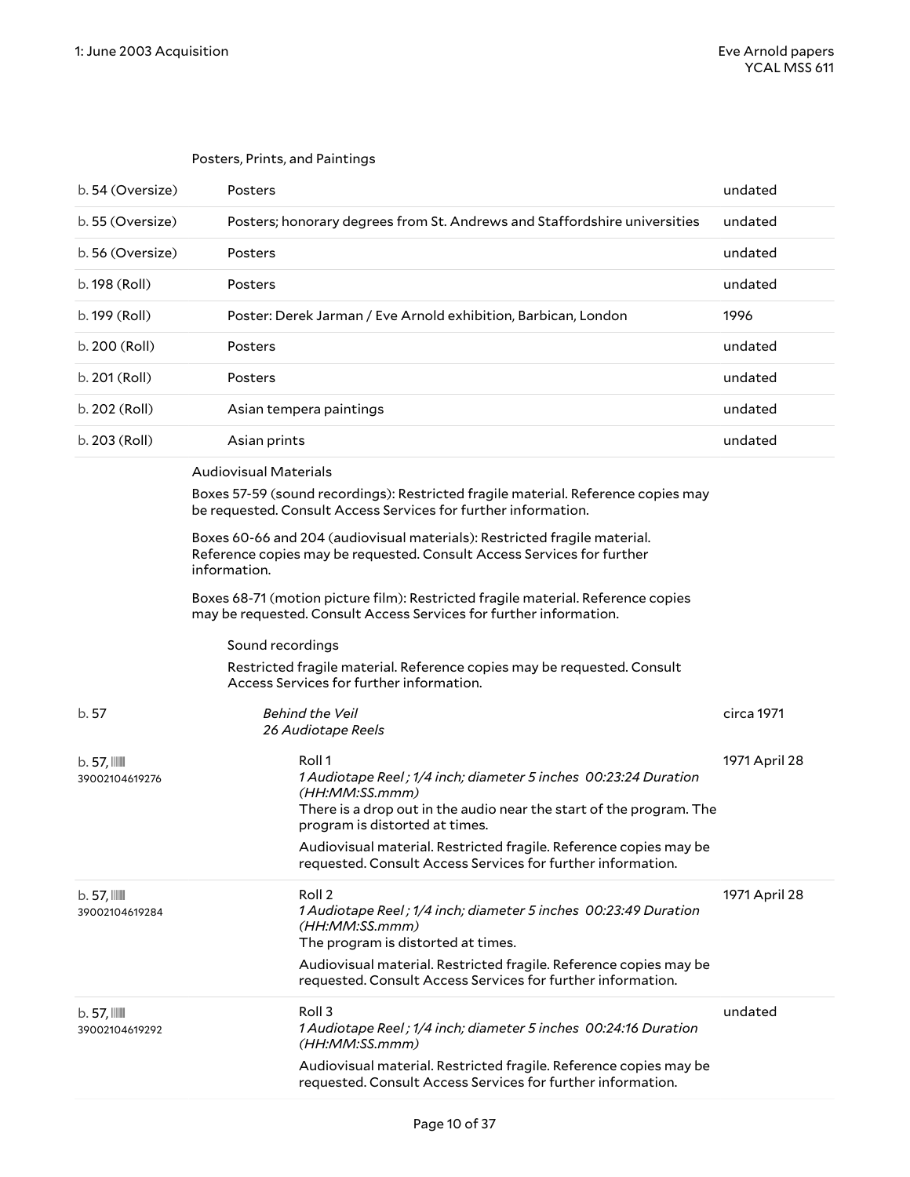### Posters, Prints, and Paintings

| | | |
|---|---|---|
| b. 54 (Oversize) | Posters | undated |
| b. 55 (Oversize) | Posters; honorary degrees from St. Andrews and Staffordshire universities | undated |
| b. 56 (Oversize) | Posters | undated |
| b. 198 (Roll) | Posters | undated |
| b. 199 (Roll) | Poster: Derek Jarman / Eve Arnold exhibition, Barbican, London | 1996 |
| b. 200 (Roll) | Posters | undated |
| b. 201 (Roll) | Posters | undated |
| b. 202 (Roll) | Asian tempera paintings | undated |
| b. 203 (Roll) | Asian prints | undated |

### Audiovisual Materials

Boxes 57-59 (sound recordings): Restricted fragile material. Reference copies may be requested. Consult Access Services for further information.

Boxes 60-66 and 204 (audiovisual materials): Restricted fragile material. Reference copies may be requested. Consult Access Services for further information.

Boxes 68-71 (motion picture film): Restricted fragile material. Reference copies may be requested. Consult Access Services for further information.

#### Sound recordings

Restricted fragile material. Reference copies may be requested. Consult Access Services for further information.

| | | |
|---|---|---|
| b. 57 | *Behind the Veil*<br>*26 Audiotape Reels* | circa 1971 |
| b. 57, 39002104619276 | Roll 1<br>*1 Audiotape Reel ; 1/4 inch; diameter 5 inches 00:23:24 Duration (HH:MM:SS.mmm)*<br>There is a drop out in the audio near the start of the program. The program is distorted at times.<br>Audiovisual material. Restricted fragile. Reference copies may be requested. Consult Access Services for further information. | 1971 April 28 |
| b. 57, 39002104619284 | Roll 2<br>*1 Audiotape Reel ; 1/4 inch; diameter 5 inches 00:23:49 Duration (HH:MM:SS.mmm)*<br>The program is distorted at times.<br>Audiovisual material. Restricted fragile. Reference copies may be requested. Consult Access Services for further information. | 1971 April 28 |
| b. 57, 39002104619292 | Roll 3<br>*1 Audiotape Reel ; 1/4 inch; diameter 5 inches 00:24:16 Duration (HH:MM:SS.mmm)*<br>Audiovisual material. Restricted fragile. Reference copies may be requested. Consult Access Services for further information. | undated |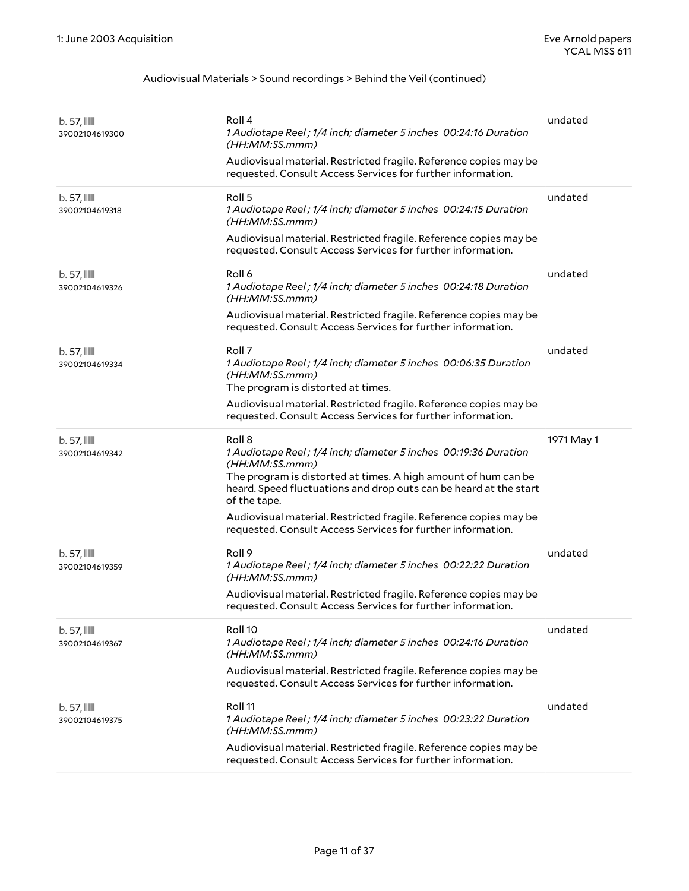Audiovisual Materials > Sound recordings > Behind the Veil (continued)

| | | |
|---|---|---|
| b. 57, 39002104619300 | Roll 4<br>*1 Audiotape Reel ; 1/4 inch; diameter 5 inches 00:24:16 Duration (HH:MM:SS.mmm)*<br>Audiovisual material. Restricted fragile. Reference copies may be requested. Consult Access Services for further information. | undated |
| b. 57, 39002104619318 | Roll 5<br>*1 Audiotape Reel ; 1/4 inch; diameter 5 inches 00:24:15 Duration (HH:MM:SS.mmm)*<br>Audiovisual material. Restricted fragile. Reference copies may be requested. Consult Access Services for further information. | undated |
| b. 57, 39002104619326 | Roll 6<br>*1 Audiotape Reel ; 1/4 inch; diameter 5 inches 00:24:18 Duration (HH:MM:SS.mmm)*<br>Audiovisual material. Restricted fragile. Reference copies may be requested. Consult Access Services for further information. | undated |
| b. 57, 39002104619334 | Roll 7<br>*1 Audiotape Reel ; 1/4 inch; diameter 5 inches 00:06:35 Duration (HH:MM:SS.mmm)*<br>The program is distorted at times.<br>Audiovisual material. Restricted fragile. Reference copies may be requested. Consult Access Services for further information. | undated |
| b. 57, 39002104619342 | Roll 8<br>*1 Audiotape Reel ; 1/4 inch; diameter 5 inches 00:19:36 Duration (HH:MM:SS.mmm)*<br>The program is distorted at times. A high amount of hum can be heard. Speed fluctuations and drop outs can be heard at the start of the tape.<br>Audiovisual material. Restricted fragile. Reference copies may be requested. Consult Access Services for further information. | 1971 May 1 |
| b. 57, 39002104619359 | Roll 9<br>*1 Audiotape Reel ; 1/4 inch; diameter 5 inches 00:22:22 Duration (HH:MM:SS.mmm)*<br>Audiovisual material. Restricted fragile. Reference copies may be requested. Consult Access Services for further information. | undated |
| b. 57, 39002104619367 | Roll 10<br>*1 Audiotape Reel ; 1/4 inch; diameter 5 inches 00:24:16 Duration (HH:MM:SS.mmm)*<br>Audiovisual material. Restricted fragile. Reference copies may be requested. Consult Access Services for further information. | undated |
| b. 57, 39002104619375 | Roll 11<br>*1 Audiotape Reel ; 1/4 inch; diameter 5 inches 00:23:22 Duration (HH:MM:SS.mmm)*<br>Audiovisual material. Restricted fragile. Reference copies may be requested. Consult Access Services for further information. | undated |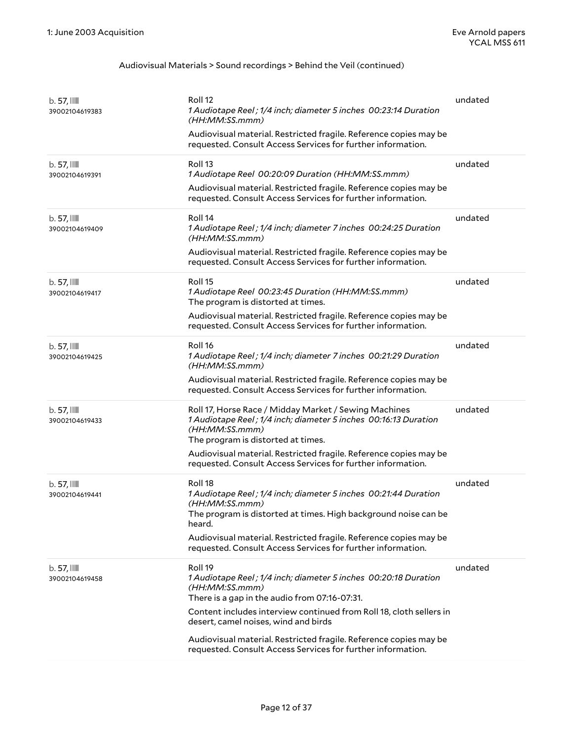Audiovisual Materials > Sound recordings > Behind the Veil (continued)

| | | |
|---|---|---|
| b. 57, 39002104619383 | Roll 12<br>*1 Audiotape Reel ; 1/4 inch; diameter 5 inches 00:23:14 Duration (HH:MM:SS.mmm)*<br>Audiovisual material. Restricted fragile. Reference copies may be requested. Consult Access Services for further information. | undated |
| b. 57, 39002104619391 | Roll 13<br>*1 Audiotape Reel 00:20:09 Duration (HH:MM:SS.mmm)*<br>Audiovisual material. Restricted fragile. Reference copies may be requested. Consult Access Services for further information. | undated |
| b. 57, 39002104619409 | Roll 14<br>*1 Audiotape Reel ; 1/4 inch; diameter 7 inches 00:24:25 Duration (HH:MM:SS.mmm)*<br>Audiovisual material. Restricted fragile. Reference copies may be requested. Consult Access Services for further information. | undated |
| b. 57, 39002104619417 | Roll 15<br>*1 Audiotape Reel 00:23:45 Duration (HH:MM:SS.mmm)*<br>The program is distorted at times.<br>Audiovisual material. Restricted fragile. Reference copies may be requested. Consult Access Services for further information. | undated |
| b. 57, 39002104619425 | Roll 16<br>*1 Audiotape Reel ; 1/4 inch; diameter 7 inches 00:21:29 Duration (HH:MM:SS.mmm)*<br>Audiovisual material. Restricted fragile. Reference copies may be requested. Consult Access Services for further information. | undated |
| b. 57, 39002104619433 | Roll 17, Horse Race / Midday Market / Sewing Machines<br>*1 Audiotape Reel ; 1/4 inch; diameter 5 inches 00:16:13 Duration (HH:MM:SS.mmm)*<br>The program is distorted at times.<br>Audiovisual material. Restricted fragile. Reference copies may be requested. Consult Access Services for further information. | undated |
| b. 57, 39002104619441 | Roll 18<br>*1 Audiotape Reel ; 1/4 inch; diameter 5 inches 00:21:44 Duration (HH:MM:SS.mmm)*<br>The program is distorted at times. High background noise can be heard.<br>Audiovisual material. Restricted fragile. Reference copies may be requested. Consult Access Services for further information. | undated |
| b. 57, 39002104619458 | Roll 19<br>*1 Audiotape Reel ; 1/4 inch; diameter 5 inches 00:20:18 Duration (HH:MM:SS.mmm)*<br>There is a gap in the audio from 07:16-07:31.<br>Content includes interview continued from Roll 18, cloth sellers in desert, camel noises, wind and birds<br>Audiovisual material. Restricted fragile. Reference copies may be requested. Consult Access Services for further information. | undated |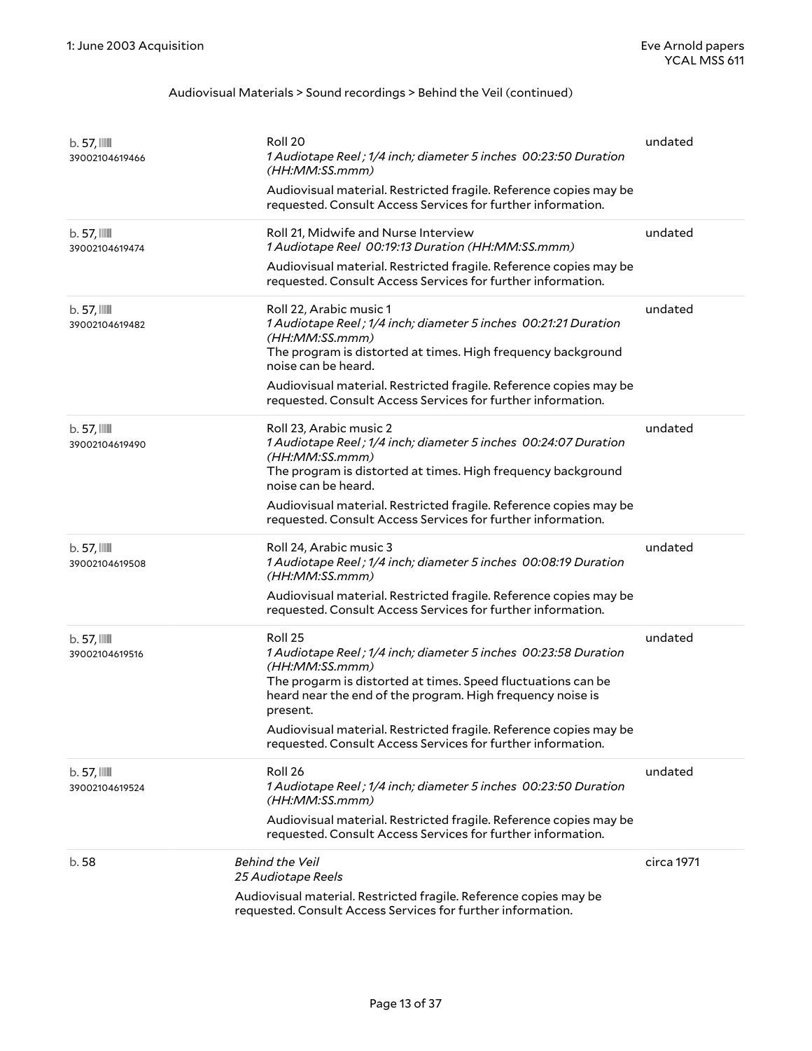Audiovisual Materials > Sound recordings > Behind the Veil (continued)

| | | |
|---|---|---|
| b. 57, 39002104619466 | Roll 20<br>*1 Audiotape Reel ; 1/4 inch; diameter 5 inches 00:23:50 Duration (HH:MM:SS.mmm)*<br>Audiovisual material. Restricted fragile. Reference copies may be requested. Consult Access Services for further information. | undated |
| b. 57, 39002104619474 | Roll 21, Midwife and Nurse Interview<br>*1 Audiotape Reel 00:19:13 Duration (HH:MM:SS.mmm)*<br>Audiovisual material. Restricted fragile. Reference copies may be requested. Consult Access Services for further information. | undated |
| b. 57, 39002104619482 | Roll 22, Arabic music 1<br>*1 Audiotape Reel ; 1/4 inch; diameter 5 inches 00:21:21 Duration (HH:MM:SS.mmm)*<br>The program is distorted at times. High frequency background noise can be heard.<br>Audiovisual material. Restricted fragile. Reference copies may be requested. Consult Access Services for further information. | undated |
| b. 57, 39002104619490 | Roll 23, Arabic music 2<br>*1 Audiotape Reel ; 1/4 inch; diameter 5 inches 00:24:07 Duration (HH:MM:SS.mmm)*<br>The program is distorted at times. High frequency background noise can be heard.<br>Audiovisual material. Restricted fragile. Reference copies may be requested. Consult Access Services for further information. | undated |
| b. 57, 39002104619508 | Roll 24, Arabic music 3<br>*1 Audiotape Reel ; 1/4 inch; diameter 5 inches 00:08:19 Duration (HH:MM:SS.mmm)*<br>Audiovisual material. Restricted fragile. Reference copies may be requested. Consult Access Services for further information. | undated |
| b. 57, 39002104619516 | Roll 25<br>*1 Audiotape Reel ; 1/4 inch; diameter 5 inches 00:23:58 Duration (HH:MM:SS.mmm)*<br>The progarm is distorted at times. Speed fluctuations can be heard near the end of the program. High frequency noise is present.<br>Audiovisual material. Restricted fragile. Reference copies may be requested. Consult Access Services for further information. | undated |
| b. 57, 39002104619524 | Roll 26<br>*1 Audiotape Reel ; 1/4 inch; diameter 5 inches 00:23:50 Duration (HH:MM:SS.mmm)*<br>Audiovisual material. Restricted fragile. Reference copies may be requested. Consult Access Services for further information. | undated |
| b. 58 | *Behind the Veil*<br>*25 Audiotape Reels*<br>Audiovisual material. Restricted fragile. Reference copies may be requested. Consult Access Services for further information. | circa 1971 |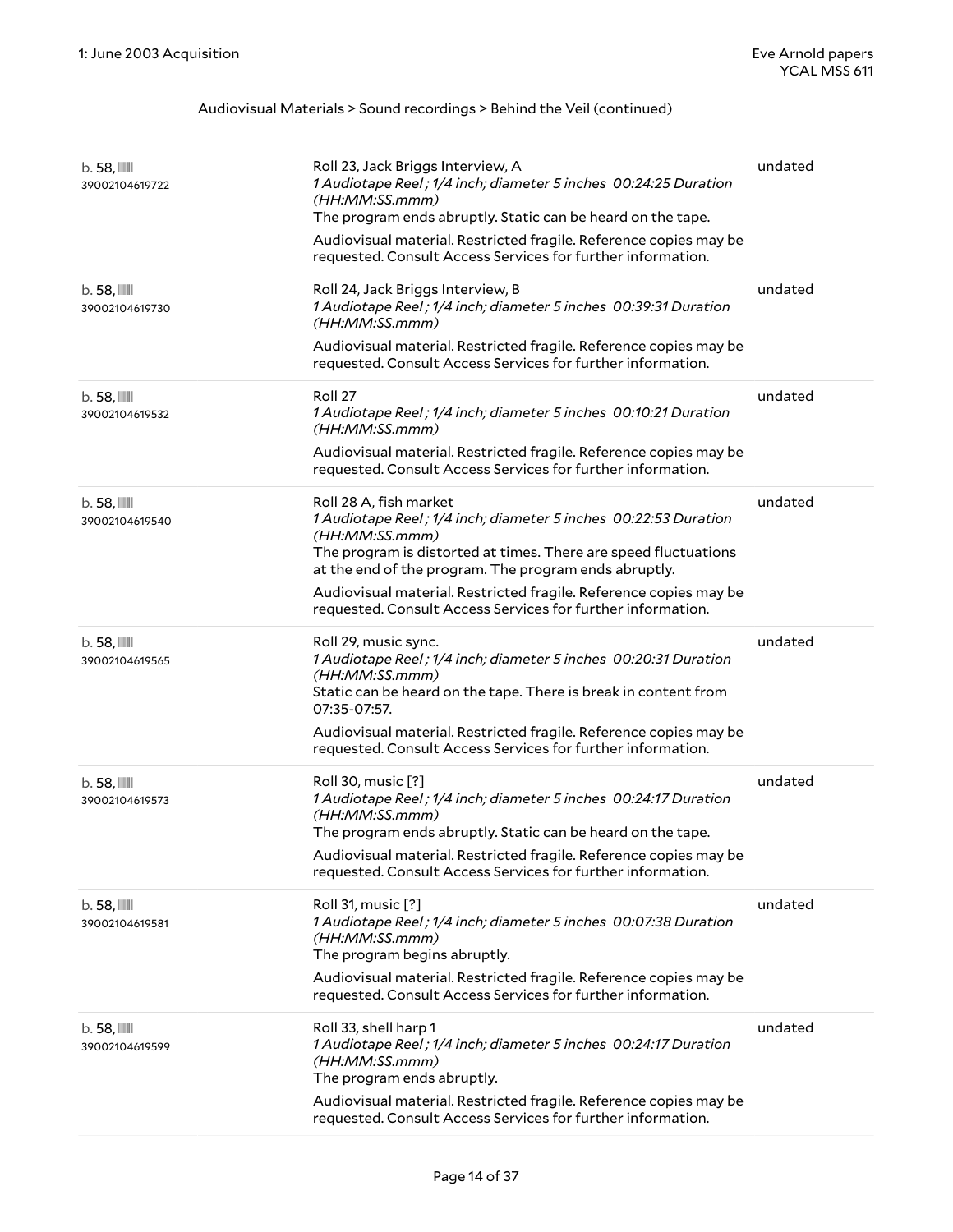Audiovisual Materials > Sound recordings > Behind the Veil (continued)

| Location | Description | Date |
| --- | --- | --- |
| b. 58, 39002104619722 | Roll 23, Jack Briggs Interview, A<br>*1 Audiotape Reel ; 1/4 inch; diameter 5 inches 00:24:25 Duration (HH:MM:SS.mmm)*<br>The program ends abruptly. Static can be heard on the tape.<br>Audiovisual material. Restricted fragile. Reference copies may be requested. Consult Access Services for further information. | undated |
| b. 58, 39002104619730 | Roll 24, Jack Briggs Interview, B<br>*1 Audiotape Reel ; 1/4 inch; diameter 5 inches 00:39:31 Duration (HH:MM:SS.mmm)*<br>Audiovisual material. Restricted fragile. Reference copies may be requested. Consult Access Services for further information. | undated |
| b. 58, 39002104619532 | Roll 27<br>*1 Audiotape Reel ; 1/4 inch; diameter 5 inches 00:10:21 Duration (HH:MM:SS.mmm)*<br>Audiovisual material. Restricted fragile. Reference copies may be requested. Consult Access Services for further information. | undated |
| b. 58, 39002104619540 | Roll 28 A, fish market<br>*1 Audiotape Reel ; 1/4 inch; diameter 5 inches 00:22:53 Duration (HH:MM:SS.mmm)*<br>The program is distorted at times. There are speed fluctuations at the end of the program. The program ends abruptly.<br>Audiovisual material. Restricted fragile. Reference copies may be requested. Consult Access Services for further information. | undated |
| b. 58, 39002104619565 | Roll 29, music sync.<br>*1 Audiotape Reel ; 1/4 inch; diameter 5 inches 00:20:31 Duration (HH:MM:SS.mmm)*<br>Static can be heard on the tape. There is break in content from 07:35-07:57.<br>Audiovisual material. Restricted fragile. Reference copies may be requested. Consult Access Services for further information. | undated |
| b. 58, 39002104619573 | Roll 30, music [?]<br>*1 Audiotape Reel ; 1/4 inch; diameter 5 inches 00:24:17 Duration (HH:MM:SS.mmm)*<br>The program ends abruptly. Static can be heard on the tape.<br>Audiovisual material. Restricted fragile. Reference copies may be requested. Consult Access Services for further information. | undated |
| b. 58, 39002104619581 | Roll 31, music [?]<br>*1 Audiotape Reel ; 1/4 inch; diameter 5 inches 00:07:38 Duration (HH:MM:SS.mmm)*<br>The program begins abruptly.<br>Audiovisual material. Restricted fragile. Reference copies may be requested. Consult Access Services for further information. | undated |
| b. 58, 39002104619599 | Roll 33, shell harp 1<br>*1 Audiotape Reel ; 1/4 inch; diameter 5 inches 00:24:17 Duration (HH:MM:SS.mmm)*<br>The program ends abruptly.<br>Audiovisual material. Restricted fragile. Reference copies may be requested. Consult Access Services for further information. | undated |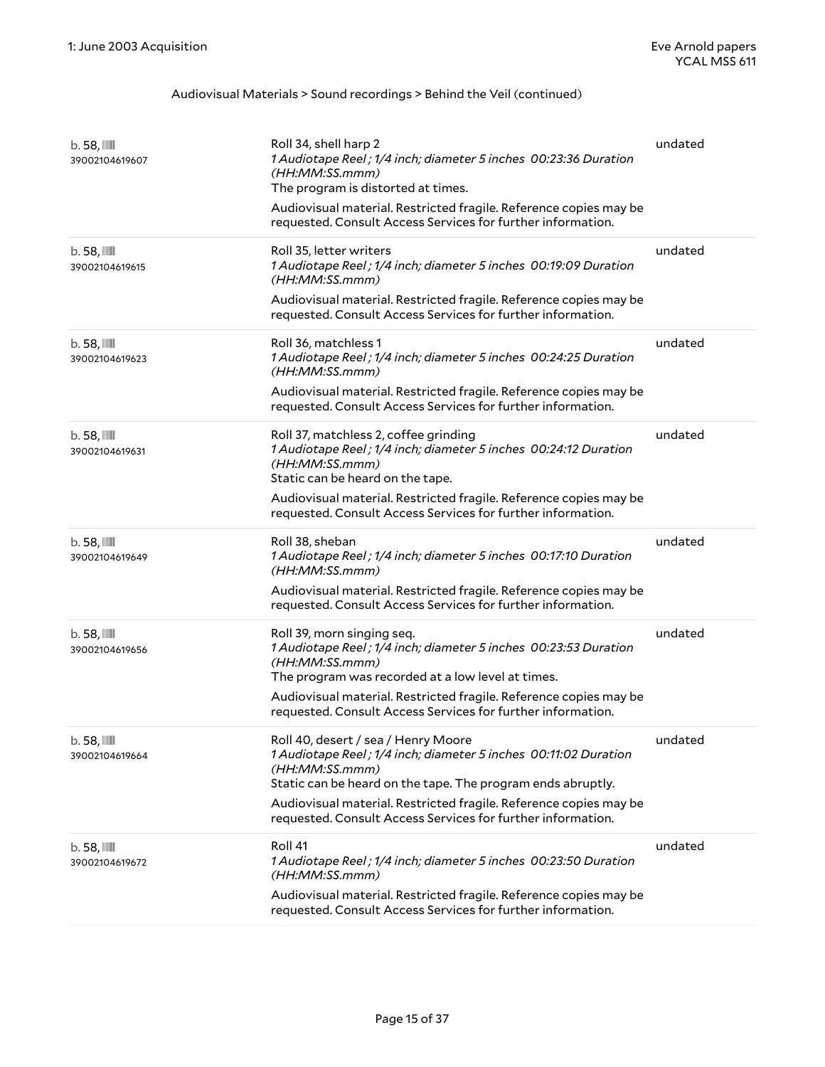Audiovisual Materials > Sound recordings > Behind the Veil (continued)

| | | |
|---|---|---|
| b. 58, 39002104619607 | Roll 34, shell harp 2<br>*1 Audiotape Reel ; 1/4 inch; diameter 5 inches 00:23:36 Duration (HH:MM:SS.mmm)*<br>The program is distorted at times.<br>Audiovisual material. Restricted fragile. Reference copies may be requested. Consult Access Services for further information. | undated |
| b. 58, 39002104619615 | Roll 35, letter writers<br>*1 Audiotape Reel ; 1/4 inch; diameter 5 inches 00:19:09 Duration (HH:MM:SS.mmm)*<br>Audiovisual material. Restricted fragile. Reference copies may be requested. Consult Access Services for further information. | undated |
| b. 58, 39002104619623 | Roll 36, matchless 1<br>*1 Audiotape Reel ; 1/4 inch; diameter 5 inches 00:24:25 Duration (HH:MM:SS.mmm)*<br>Audiovisual material. Restricted fragile. Reference copies may be requested. Consult Access Services for further information. | undated |
| b. 58, 39002104619631 | Roll 37, matchless 2, coffee grinding<br>*1 Audiotape Reel ; 1/4 inch; diameter 5 inches 00:24:12 Duration (HH:MM:SS.mmm)*<br>Static can be heard on the tape.<br>Audiovisual material. Restricted fragile. Reference copies may be requested. Consult Access Services for further information. | undated |
| b. 58, 39002104619649 | Roll 38, sheban<br>*1 Audiotape Reel ; 1/4 inch; diameter 5 inches 00:17:10 Duration (HH:MM:SS.mmm)*<br>Audiovisual material. Restricted fragile. Reference copies may be requested. Consult Access Services for further information. | undated |
| b. 58, 39002104619656 | Roll 39, morn singing seq.<br>*1 Audiotape Reel ; 1/4 inch; diameter 5 inches 00:23:53 Duration (HH:MM:SS.mmm)*<br>The program was recorded at a low level at times.<br>Audiovisual material. Restricted fragile. Reference copies may be requested. Consult Access Services for further information. | undated |
| b. 58, 39002104619664 | Roll 40, desert / sea / Henry Moore<br>*1 Audiotape Reel ; 1/4 inch; diameter 5 inches 00:11:02 Duration (HH:MM:SS.mmm)*<br>Static can be heard on the tape. The program ends abruptly.<br>Audiovisual material. Restricted fragile. Reference copies may be requested. Consult Access Services for further information. | undated |
| b. 58, 39002104619672 | Roll 41<br>*1 Audiotape Reel ; 1/4 inch; diameter 5 inches 00:23:50 Duration (HH:MM:SS.mmm)*<br>Audiovisual material. Restricted fragile. Reference copies may be requested. Consult Access Services for further information. | undated |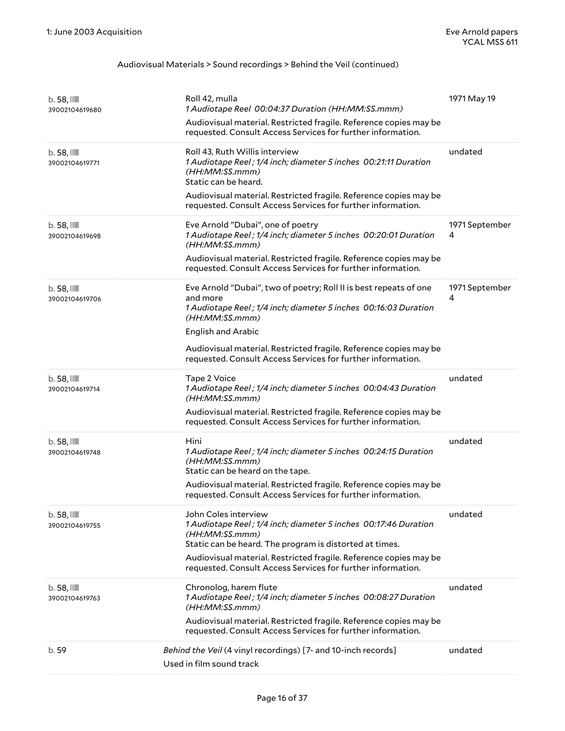Audiovisual Materials > Sound recordings > Behind the Veil (continued)

| | | |
|---|---|---|
| b. 58, 39002104619680 | Roll 42, mulla<br>*1 Audiotape Reel 00:04:37 Duration (HH:MM:SS.mmm)*<br>Audiovisual material. Restricted fragile. Reference copies may be requested. Consult Access Services for further information. | 1971 May 19 |
| b. 58, 39002104619771 | Roll 43, Ruth Willis interview<br>*1 Audiotape Reel ; 1/4 inch; diameter 5 inches 00:21:11 Duration (HH:MM:SS.mmm)*<br>Static can be heard.<br>Audiovisual material. Restricted fragile. Reference copies may be requested. Consult Access Services for further information. | undated |
| b. 58, 39002104619698 | Eve Arnold "Dubai", one of poetry<br>*1 Audiotape Reel ; 1/4 inch; diameter 5 inches 00:20:01 Duration (HH:MM:SS.mmm)*<br>Audiovisual material. Restricted fragile. Reference copies may be requested. Consult Access Services for further information. | 1971 September 4 |
| b. 58, 39002104619706 | Eve Arnold "Dubai", two of poetry; Roll II is best repeats of one and more<br>*1 Audiotape Reel ; 1/4 inch; diameter 5 inches 00:16:03 Duration (HH:MM:SS.mmm)*<br>English and Arabic<br>Audiovisual material. Restricted fragile. Reference copies may be requested. Consult Access Services for further information. | 1971 September 4 |
| b. 58, 39002104619714 | Tape 2 Voice<br>*1 Audiotape Reel ; 1/4 inch; diameter 5 inches 00:04:43 Duration (HH:MM:SS.mmm)*<br>Audiovisual material. Restricted fragile. Reference copies may be requested. Consult Access Services for further information. | undated |
| b. 58, 39002104619748 | Hini<br>*1 Audiotape Reel ; 1/4 inch; diameter 5 inches 00:24:15 Duration (HH:MM:SS.mmm)*<br>Static can be heard on the tape.<br>Audiovisual material. Restricted fragile. Reference copies may be requested. Consult Access Services for further information. | undated |
| b. 58, 39002104619755 | John Coles interview<br>*1 Audiotape Reel ; 1/4 inch; diameter 5 inches 00:17:46 Duration (HH:MM:SS.mmm)*<br>Static can be heard. The program is distorted at times.<br>Audiovisual material. Restricted fragile. Reference copies may be requested. Consult Access Services for further information. | undated |
| b. 58, 39002104619763 | Chronolog, harem flute<br>*1 Audiotape Reel ; 1/4 inch; diameter 5 inches 00:08:27 Duration (HH:MM:SS.mmm)*<br>Audiovisual material. Restricted fragile. Reference copies may be requested. Consult Access Services for further information. | undated |
| b. 59 | *Behind the Veil* (4 vinyl recordings) [7- and 10-inch records]<br>Used in film sound track | undated |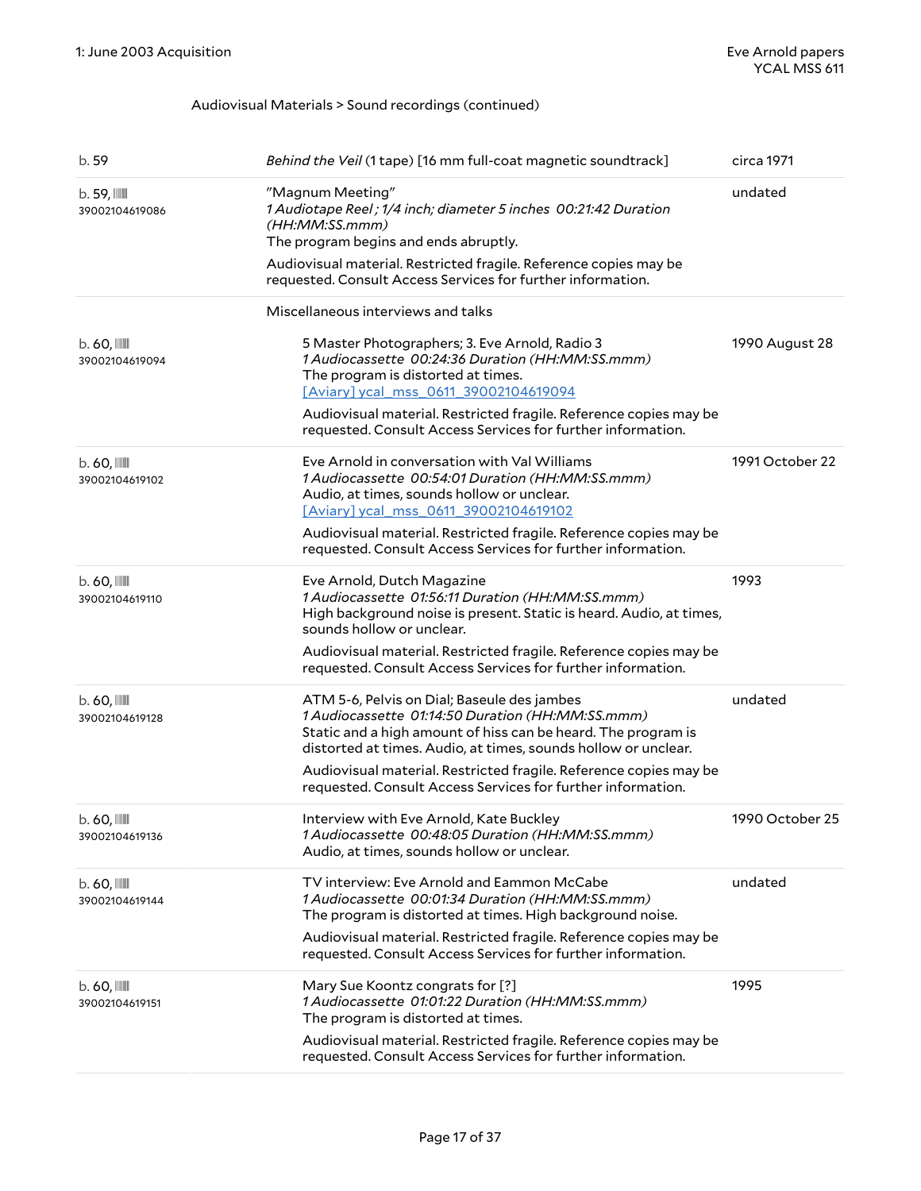Audiovisual Materials > Sound recordings (continued)

| | | |
|---|---|---|
| b. 59 | *Behind the Veil* (1 tape) [16 mm full-coat magnetic soundtrack] | circa 1971 |
| b. 59, 39002104619086 | "Magnum Meeting"<br>*1 Audiotape Reel ; 1/4 inch; diameter 5 inches 00:21:42 Duration (HH:MM:SS.mmm)*<br>The program begins and ends abruptly.<br>Audiovisual material. Restricted fragile. Reference copies may be requested. Consult Access Services for further information. | undated |
| | Miscellaneous interviews and talks | |
| b. 60, 39002104619094 | 5 Master Photographers; 3. Eve Arnold, Radio 3<br>*1 Audiocassette 00:24:36 Duration (HH:MM:SS.mmm)*<br>The program is distorted at times.<br>[Aviary] ycal_mss_0611_39002104619094<br>Audiovisual material. Restricted fragile. Reference copies may be requested. Consult Access Services for further information. | 1990 August 28 |
| b. 60, 39002104619102 | Eve Arnold in conversation with Val Williams<br>*1 Audiocassette 00:54:01 Duration (HH:MM:SS.mmm)*<br>Audio, at times, sounds hollow or unclear.<br>[Aviary] ycal_mss_0611_39002104619102<br>Audiovisual material. Restricted fragile. Reference copies may be requested. Consult Access Services for further information. | 1991 October 22 |
| b. 60, 39002104619110 | Eve Arnold, Dutch Magazine<br>*1 Audiocassette 01:56:11 Duration (HH:MM:SS.mmm)*<br>High background noise is present. Static is heard. Audio, at times, sounds hollow or unclear.<br>Audiovisual material. Restricted fragile. Reference copies may be requested. Consult Access Services for further information. | 1993 |
| b. 60, 39002104619128 | ATM 5-6, Pelvis on Dial; Baseule des jambes<br>*1 Audiocassette 01:14:50 Duration (HH:MM:SS.mmm)*<br>Static and a high amount of hiss can be heard. The program is distorted at times. Audio, at times, sounds hollow or unclear.<br>Audiovisual material. Restricted fragile. Reference copies may be requested. Consult Access Services for further information. | undated |
| b. 60, 39002104619136 | Interview with Eve Arnold, Kate Buckley<br>*1 Audiocassette 00:48:05 Duration (HH:MM:SS.mmm)*<br>Audio, at times, sounds hollow or unclear. | 1990 October 25 |
| b. 60, 39002104619144 | TV interview: Eve Arnold and Eammon McCabe<br>*1 Audiocassette 00:01:34 Duration (HH:MM:SS.mmm)*<br>The program is distorted at times. High background noise.<br>Audiovisual material. Restricted fragile. Reference copies may be requested. Consult Access Services for further information. | undated |
| b. 60, 39002104619151 | Mary Sue Koontz congrats for [?]<br>*1 Audiocassette 01:01:22 Duration (HH:MM:SS.mmm)*<br>The program is distorted at times.<br>Audiovisual material. Restricted fragile. Reference copies may be requested. Consult Access Services for further information. | 1995 |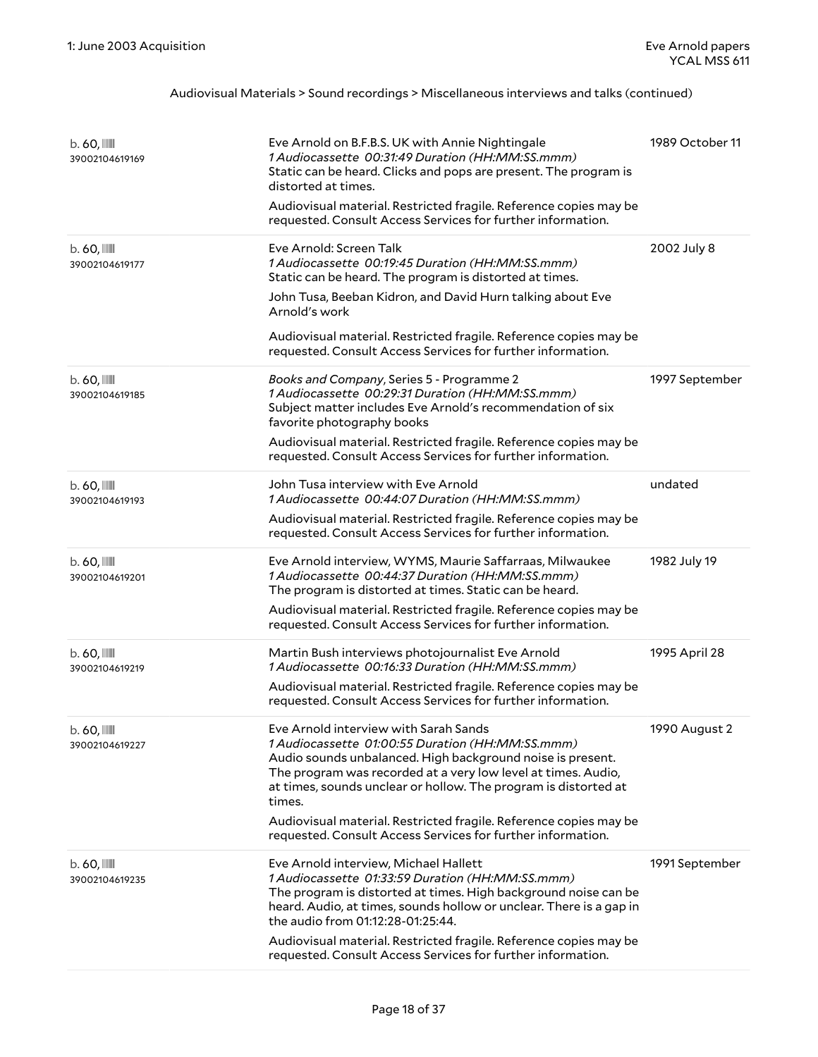Audiovisual Materials > Sound recordings > Miscellaneous interviews and talks (continued)

| | | |
|---|---|---|
| b. 60, 39002104619169 | Eve Arnold on B.F.B.S. UK with Annie Nightingale<br>*1 Audiocassette 00:31:49 Duration (HH:MM:SS.mmm)*<br>Static can be heard. Clicks and pops are present. The program is distorted at times.<br>Audiovisual material. Restricted fragile. Reference copies may be requested. Consult Access Services for further information. | 1989 October 11 |
| b. 60, 39002104619177 | Eve Arnold: Screen Talk<br>*1 Audiocassette 00:19:45 Duration (HH:MM:SS.mmm)*<br>Static can be heard. The program is distorted at times.<br>John Tusa, Beeban Kidron, and David Hurn talking about Eve Arnold's work<br>Audiovisual material. Restricted fragile. Reference copies may be requested. Consult Access Services for further information. | 2002 July 8 |
| b. 60, 39002104619185 | *Books and Company*, Series 5 - Programme 2<br>*1 Audiocassette 00:29:31 Duration (HH:MM:SS.mmm)*<br>Subject matter includes Eve Arnold's recommendation of six favorite photography books<br>Audiovisual material. Restricted fragile. Reference copies may be requested. Consult Access Services for further information. | 1997 September |
| b. 60, 39002104619193 | John Tusa interview with Eve Arnold<br>*1 Audiocassette 00:44:07 Duration (HH:MM:SS.mmm)*<br>Audiovisual material. Restricted fragile. Reference copies may be requested. Consult Access Services for further information. | undated |
| b. 60, 39002104619201 | Eve Arnold interview, WYMS, Maurie Saffarraas, Milwaukee<br>*1 Audiocassette 00:44:37 Duration (HH:MM:SS.mmm)*<br>The program is distorted at times. Static can be heard.<br>Audiovisual material. Restricted fragile. Reference copies may be requested. Consult Access Services for further information. | 1982 July 19 |
| b. 60, 39002104619219 | Martin Bush interviews photojournalist Eve Arnold<br>*1 Audiocassette 00:16:33 Duration (HH:MM:SS.mmm)*<br>Audiovisual material. Restricted fragile. Reference copies may be requested. Consult Access Services for further information. | 1995 April 28 |
| b. 60, 39002104619227 | Eve Arnold interview with Sarah Sands<br>*1 Audiocassette 01:00:55 Duration (HH:MM:SS.mmm)*<br>Audio sounds unbalanced. High background noise is present. The program was recorded at a very low level at times. Audio, at times, sounds unclear or hollow. The program is distorted at times.<br>Audiovisual material. Restricted fragile. Reference copies may be requested. Consult Access Services for further information. | 1990 August 2 |
| b. 60, 39002104619235 | Eve Arnold interview, Michael Hallett<br>*1 Audiocassette 01:33:59 Duration (HH:MM:SS.mmm)*<br>The program is distorted at times. High background noise can be heard. Audio, at times, sounds hollow or unclear. There is a gap in the audio from 01:12:28-01:25:44.<br>Audiovisual material. Restricted fragile. Reference copies may be requested. Consult Access Services for further information. | 1991 September |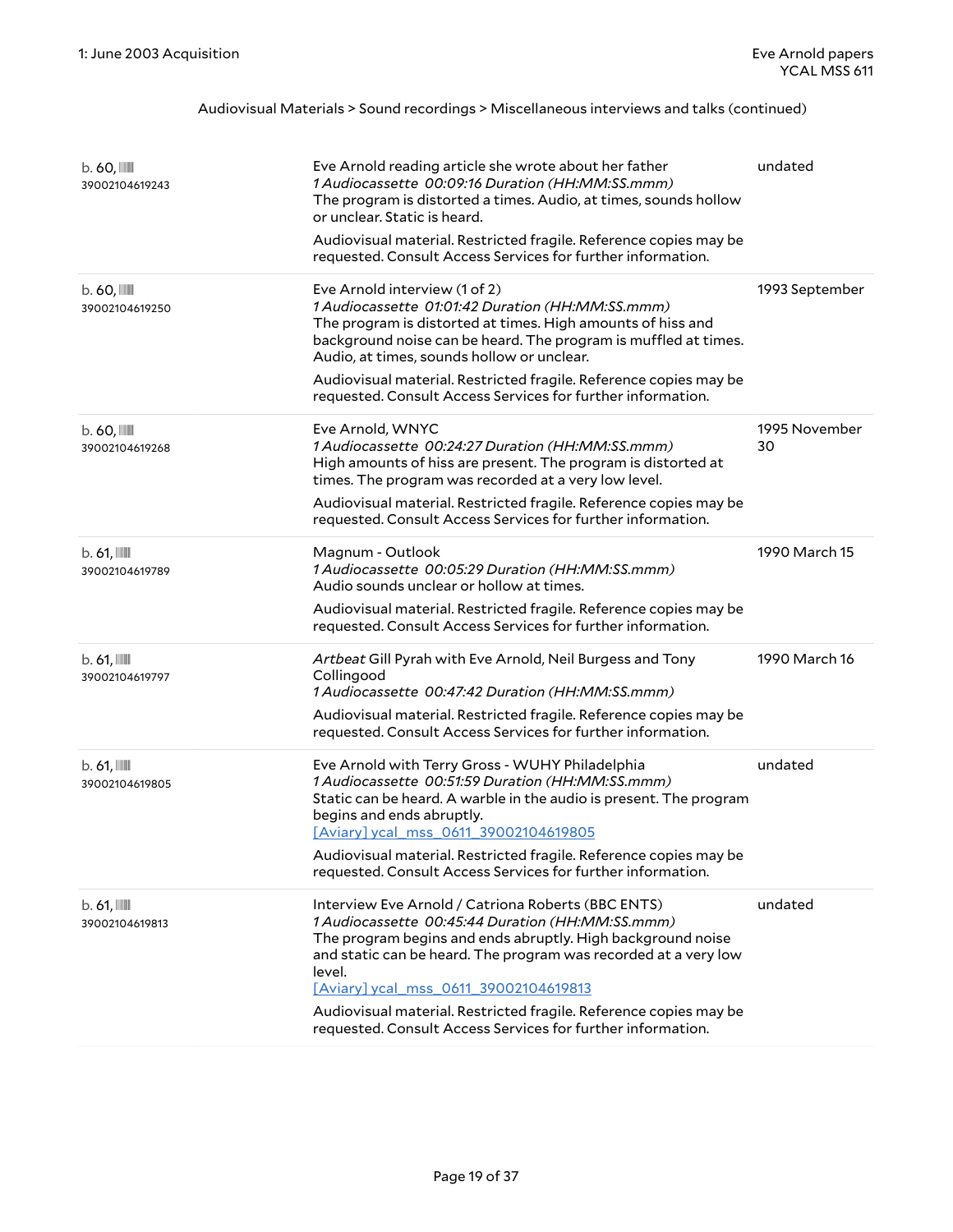Audiovisual Materials > Sound recordings > Miscellaneous interviews and talks (continued)

| | | |
|---|---|---|
| b. 60, 39002104619243 | Eve Arnold reading article she wrote about her father<br>*1 Audiocassette 00:09:16 Duration (HH:MM:SS.mmm)*<br>The program is distorted a times. Audio, at times, sounds hollow or unclear. Static is heard.<br>Audiovisual material. Restricted fragile. Reference copies may be requested. Consult Access Services for further information. | undated |
| b. 60, 39002104619250 | Eve Arnold interview (1 of 2)<br>*1 Audiocassette 01:01:42 Duration (HH:MM:SS.mmm)*<br>The program is distorted at times. High amounts of hiss and background noise can be heard. The program is muffled at times. Audio, at times, sounds hollow or unclear.<br>Audiovisual material. Restricted fragile. Reference copies may be requested. Consult Access Services for further information. | 1993 September |
| b. 60, 39002104619268 | Eve Arnold, WNYC<br>*1 Audiocassette 00:24:27 Duration (HH:MM:SS.mmm)*<br>High amounts of hiss are present. The program is distorted at times. The program was recorded at a very low level.<br>Audiovisual material. Restricted fragile. Reference copies may be requested. Consult Access Services for further information. | 1995 November 30 |
| b. 61, 39002104619789 | Magnum - Outlook<br>*1 Audiocassette 00:05:29 Duration (HH:MM:SS.mmm)*<br>Audio sounds unclear or hollow at times.<br>Audiovisual material. Restricted fragile. Reference copies may be requested. Consult Access Services for further information. | 1990 March 15 |
| b. 61, 39002104619797 | *Artbeat* Gill Pyrah with Eve Arnold, Neil Burgess and Tony Collingood<br>*1 Audiocassette 00:47:42 Duration (HH:MM:SS.mmm)*<br>Audiovisual material. Restricted fragile. Reference copies may be requested. Consult Access Services for further information. | 1990 March 16 |
| b. 61, 39002104619805 | Eve Arnold with Terry Gross - WUHY Philadelphia<br>*1 Audiocassette 00:51:59 Duration (HH:MM:SS.mmm)*<br>Static can be heard. A warble in the audio is present. The program begins and ends abruptly.<br>[Aviary] ycal_mss_0611_39002104619805<br>Audiovisual material. Restricted fragile. Reference copies may be requested. Consult Access Services for further information. | undated |
| b. 61, 39002104619813 | Interview Eve Arnold / Catriona Roberts (BBC ENTS)<br>*1 Audiocassette 00:45:44 Duration (HH:MM:SS.mmm)*<br>The program begins and ends abruptly. High background noise and static can be heard. The program was recorded at a very low level.<br>[Aviary] ycal_mss_0611_39002104619813<br>Audiovisual material. Restricted fragile. Reference copies may be requested. Consult Access Services for further information. | undated |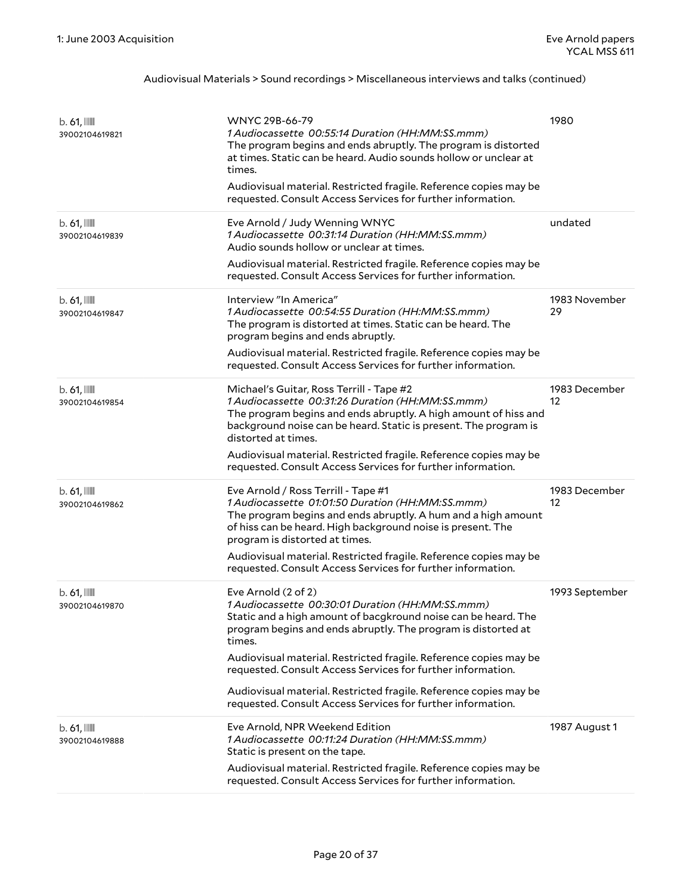Audiovisual Materials > Sound recordings > Miscellaneous interviews and talks (continued)

| | | |
|---|---|---|
| b. 61, 39002104619821 | WNYC 29B-66-79<br>*1 Audiocassette 00:55:14 Duration (HH:MM:SS.mmm)*<br>The program begins and ends abruptly. The program is distorted at times. Static can be heard. Audio sounds hollow or unclear at times.<br>Audiovisual material. Restricted fragile. Reference copies may be requested. Consult Access Services for further information. | 1980 |
| b. 61, 39002104619839 | Eve Arnold / Judy Wenning WNYC<br>*1 Audiocassette 00:31:14 Duration (HH:MM:SS.mmm)*<br>Audio sounds hollow or unclear at times.<br>Audiovisual material. Restricted fragile. Reference copies may be requested. Consult Access Services for further information. | undated |
| b. 61, 39002104619847 | Interview "In America"<br>*1 Audiocassette 00:54:55 Duration (HH:MM:SS.mmm)*<br>The program is distorted at times. Static can be heard. The program begins and ends abruptly.<br>Audiovisual material. Restricted fragile. Reference copies may be requested. Consult Access Services for further information. | 1983 November 29 |
| b. 61, 39002104619854 | Michael's Guitar, Ross Terrill - Tape #2<br>*1 Audiocassette 00:31:26 Duration (HH:MM:SS.mmm)*<br>The program begins and ends abruptly. A high amount of hiss and background noise can be heard. Static is present. The program is distorted at times.<br>Audiovisual material. Restricted fragile. Reference copies may be requested. Consult Access Services for further information. | 1983 December 12 |
| b. 61, 39002104619862 | Eve Arnold / Ross Terrill - Tape #1<br>*1 Audiocassette 01:01:50 Duration (HH:MM:SS.mmm)*<br>The program begins and ends abruptly. A hum and a high amount of hiss can be heard. High background noise is present. The program is distorted at times.<br>Audiovisual material. Restricted fragile. Reference copies may be requested. Consult Access Services for further information. | 1983 December 12 |
| b. 61, 39002104619870 | Eve Arnold (2 of 2)<br>*1 Audiocassette 00:30:01 Duration (HH:MM:SS.mmm)*<br>Static and a high amount of bacgkround noise can be heard. The program begins and ends abruptly. The program is distorted at times.<br>Audiovisual material. Restricted fragile. Reference copies may be requested. Consult Access Services for further information.<br>Audiovisual material. Restricted fragile. Reference copies may be requested. Consult Access Services for further information. | 1993 September |
| b. 61, 39002104619888 | Eve Arnold, NPR Weekend Edition<br>*1 Audiocassette 00:11:24 Duration (HH:MM:SS.mmm)*<br>Static is present on the tape.<br>Audiovisual material. Restricted fragile. Reference copies may be requested. Consult Access Services for further information. | 1987 August 1 |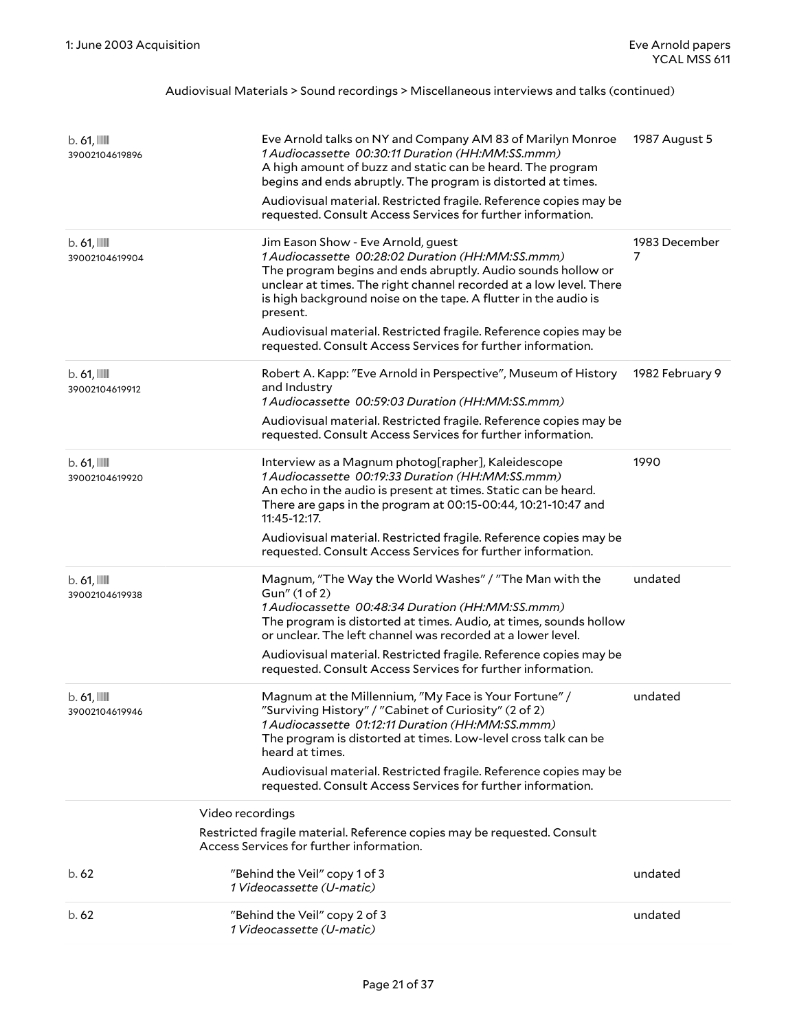Audiovisual Materials > Sound recordings > Miscellaneous interviews and talks (continued)

| Box | Description | Date |
|---|---|---|
| b. 61, 39002104619896 | Eve Arnold talks on NY and Company AM 83 of Marilyn Monroe<br>*1 Audiocassette 00:30:11 Duration (HH:MM:SS.mmm)*<br>A high amount of buzz and static can be heard. The program begins and ends abruptly. The program is distorted at times.<br>Audiovisual material. Restricted fragile. Reference copies may be requested. Consult Access Services for further information. | 1987 August 5 |
| b. 61, 39002104619904 | Jim Eason Show - Eve Arnold, guest<br>*1 Audiocassette 00:28:02 Duration (HH:MM:SS.mmm)*<br>The program begins and ends abruptly. Audio sounds hollow or unclear at times. The right channel recorded at a low level. There is high background noise on the tape. A flutter in the audio is present.<br>Audiovisual material. Restricted fragile. Reference copies may be requested. Consult Access Services for further information. | 1983 December 7 |
| b. 61, 39002104619912 | Robert A. Kapp: "Eve Arnold in Perspective", Museum of History and Industry<br>*1 Audiocassette 00:59:03 Duration (HH:MM:SS.mmm)*<br>Audiovisual material. Restricted fragile. Reference copies may be requested. Consult Access Services for further information. | 1982 February 9 |
| b. 61, 39002104619920 | Interview as a Magnum photog[rapher], Kaleidescope<br>*1 Audiocassette 00:19:33 Duration (HH:MM:SS.mmm)*<br>An echo in the audio is present at times. Static can be heard. There are gaps in the program at 00:15-00:44, 10:21-10:47 and 11:45-12:17.<br>Audiovisual material. Restricted fragile. Reference copies may be requested. Consult Access Services for further information. | 1990 |
| b. 61, 39002104619938 | Magnum, "The Way the World Washes" / "The Man with the Gun" (1 of 2)<br>*1 Audiocassette 00:48:34 Duration (HH:MM:SS.mmm)*<br>The program is distorted at times. Audio, at times, sounds hollow or unclear. The left channel was recorded at a lower level.<br>Audiovisual material. Restricted fragile. Reference copies may be requested. Consult Access Services for further information. | undated |
| b. 61, 39002104619946 | Magnum at the Millennium, "My Face is Your Fortune" / "Surviving History" / "Cabinet of Curiosity" (2 of 2)<br>*1 Audiocassette 01:12:11 Duration (HH:MM:SS.mmm)*<br>The program is distorted at times. Low-level cross talk can be heard at times.<br>Audiovisual material. Restricted fragile. Reference copies may be requested. Consult Access Services for further information. | undated |

Video recordings

Restricted fragile material. Reference copies may be requested. Consult Access Services for further information.

| Box | Description | Date |
|---|---|---|
| b. 62 | "Behind the Veil" copy 1 of 3<br>*1 Videocassette (U-matic)* | undated |
| b. 62 | "Behind the Veil" copy 2 of 3<br>*1 Videocassette (U-matic)* | undated |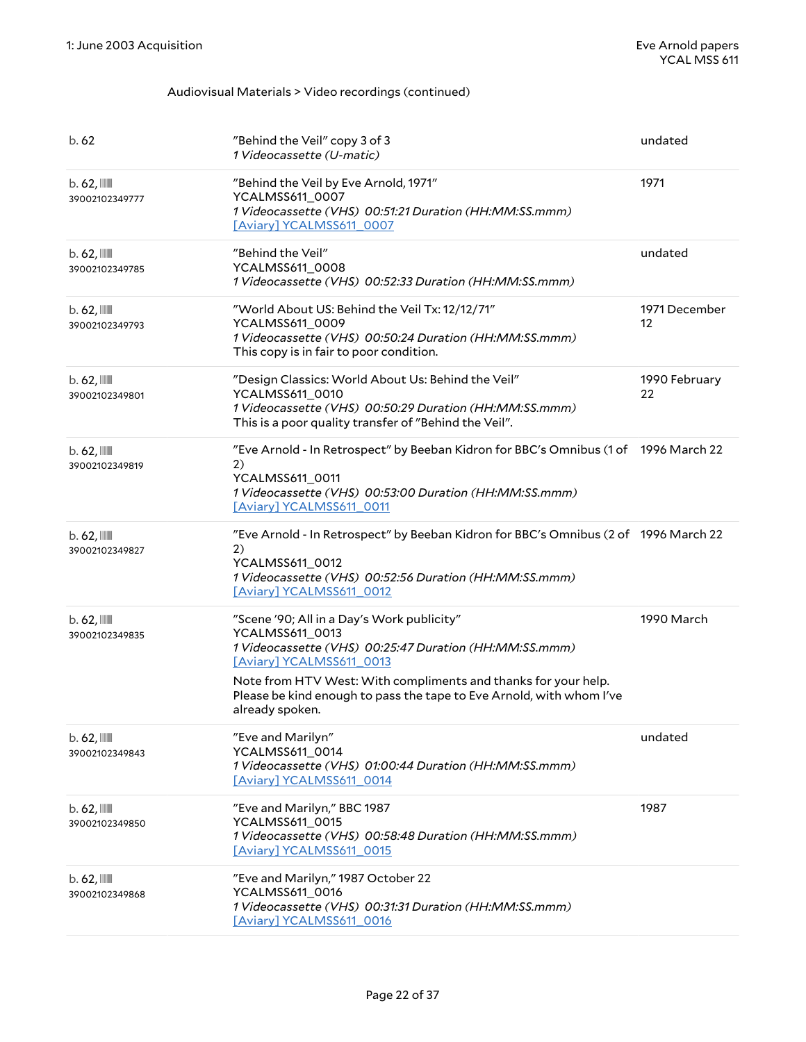Audiovisual Materials > Video recordings (continued)

| | | |
|---|---|---|
| b. 62 | "Behind the Veil" copy 3 of 3<br>*1 Videocassette (U-matic)* | undated |
| b. 62, 39002102349777 | "Behind the Veil by Eve Arnold, 1971"<br>YCALMSS611_0007<br>*1 Videocassette (VHS) 00:51:21 Duration (HH:MM:SS.mmm)*<br>[Aviary] YCALMSS611_0007 | 1971 |
| b. 62, 39002102349785 | "Behind the Veil"<br>YCALMSS611_0008<br>*1 Videocassette (VHS) 00:52:33 Duration (HH:MM:SS.mmm)* | undated |
| b. 62, 39002102349793 | "World About US: Behind the Veil Tx: 12/12/71"<br>YCALMSS611_0009<br>*1 Videocassette (VHS) 00:50:24 Duration (HH:MM:SS.mmm)*<br>This copy is in fair to poor condition. | 1971 December 12 |
| b. 62, 39002102349801 | "Design Classics: World About Us: Behind the Veil"<br>YCALMSS611_0010<br>*1 Videocassette (VHS) 00:50:29 Duration (HH:MM:SS.mmm)*<br>This is a poor quality transfer of "Behind the Veil". | 1990 February 22 |
| b. 62, 39002102349819 | "Eve Arnold - In Retrospect" by Beeban Kidron for BBC's Omnibus (1 of 2)<br>YCALMSS611_0011<br>*1 Videocassette (VHS) 00:53:00 Duration (HH:MM:SS.mmm)*<br>[Aviary] YCALMSS611_0011 | 1996 March 22 |
| b. 62, 39002102349827 | "Eve Arnold - In Retrospect" by Beeban Kidron for BBC's Omnibus (2 of 2)<br>YCALMSS611_0012<br>*1 Videocassette (VHS) 00:52:56 Duration (HH:MM:SS.mmm)*<br>[Aviary] YCALMSS611_0012 | 1996 March 22 |
| b. 62, 39002102349835 | "Scene '90; All in a Day's Work publicity"<br>YCALMSS611_0013<br>*1 Videocassette (VHS) 00:25:47 Duration (HH:MM:SS.mmm)*<br>[Aviary] YCALMSS611_0013<br>Note from HTV West: With compliments and thanks for your help. Please be kind enough to pass the tape to Eve Arnold, with whom I've already spoken. | 1990 March |
| b. 62, 39002102349843 | "Eve and Marilyn"<br>YCALMSS611_0014<br>*1 Videocassette (VHS) 01:00:44 Duration (HH:MM:SS.mmm)*<br>[Aviary] YCALMSS611_0014 | undated |
| b. 62, 39002102349850 | "Eve and Marilyn," BBC 1987<br>YCALMSS611_0015<br>*1 Videocassette (VHS) 00:58:48 Duration (HH:MM:SS.mmm)*<br>[Aviary] YCALMSS611_0015 | 1987 |
| b. 62, 39002102349868 | "Eve and Marilyn," 1987 October 22<br>YCALMSS611_0016<br>*1 Videocassette (VHS) 00:31:31 Duration (HH:MM:SS.mmm)*<br>[Aviary] YCALMSS611_0016 | |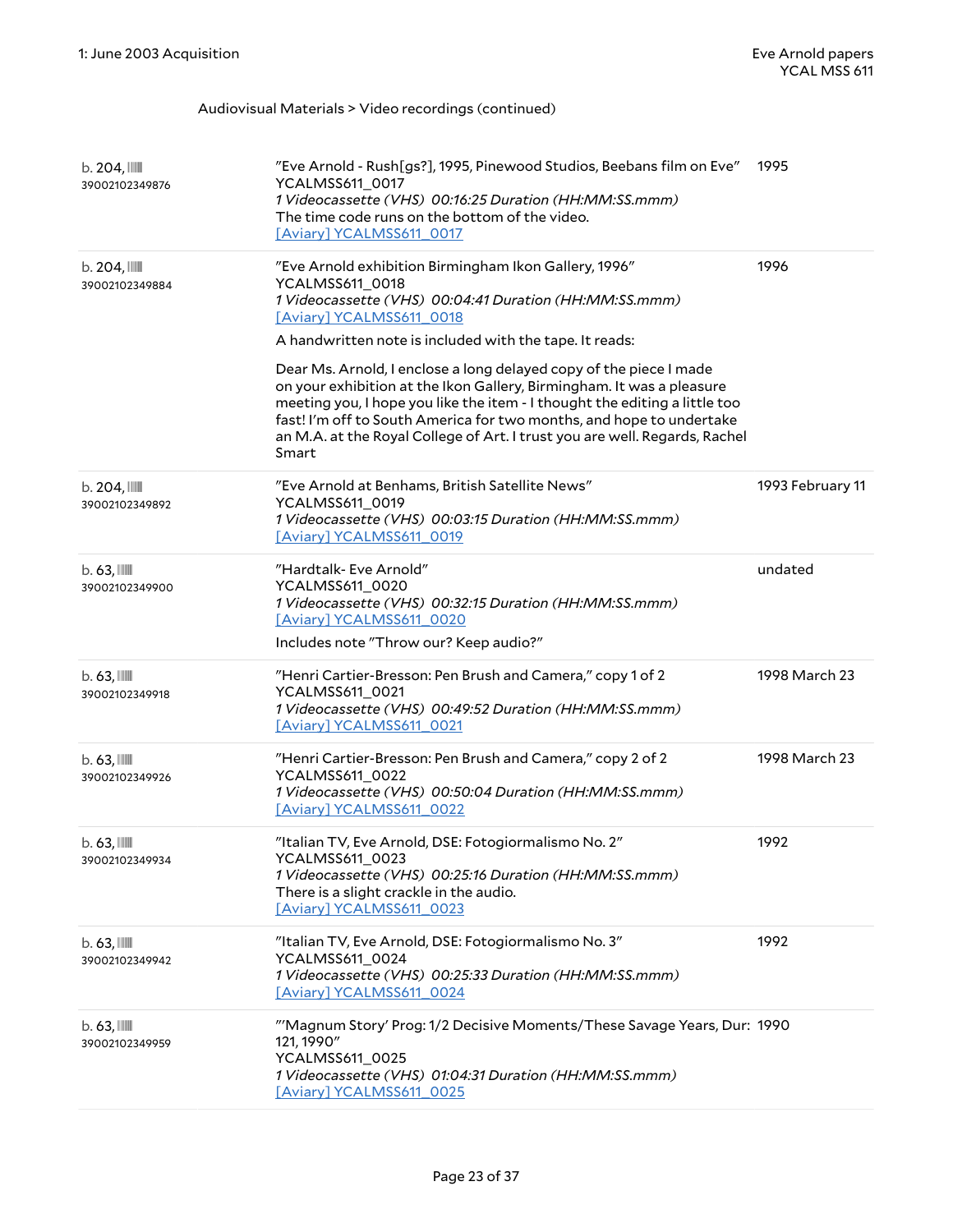Audiovisual Materials > Video recordings (continued)

| | | |
|---|---|---|
| b. 204, 39002102349876 | "Eve Arnold - Rush[gs?], 1995, Pinewood Studios, Beebans film on Eve"<br>YCALMSS611_0017<br>*1 Videocassette (VHS) 00:16:25 Duration (HH:MM:SS.mmm)*<br>The time code runs on the bottom of the video.<br>[Aviary] YCALMSS611_0017 | 1995 |
| b. 204, 39002102349884 | "Eve Arnold exhibition Birmingham Ikon Gallery, 1996"<br>YCALMSS611_0018<br>*1 Videocassette (VHS) 00:04:41 Duration (HH:MM:SS.mmm)*<br>[Aviary] YCALMSS611_0018<br>A handwritten note is included with the tape. It reads:<br>Dear Ms. Arnold, I enclose a long delayed copy of the piece I made on your exhibition at the Ikon Gallery, Birmingham. It was a pleasure meeting you, I hope you like the item - I thought the editing a little too fast! I'm off to South America for two months, and hope to undertake an M.A. at the Royal College of Art. I trust you are well. Regards, Rachel Smart | 1996 |
| b. 204, 39002102349892 | "Eve Arnold at Benhams, British Satellite News"<br>YCALMSS611_0019<br>*1 Videocassette (VHS) 00:03:15 Duration (HH:MM:SS.mmm)*<br>[Aviary] YCALMSS611_0019 | 1993 February 11 |
| b. 63, 39002102349900 | "Hardtalk- Eve Arnold"<br>YCALMSS611_0020<br>*1 Videocassette (VHS) 00:32:15 Duration (HH:MM:SS.mmm)*<br>[Aviary] YCALMSS611_0020<br>Includes note "Throw our? Keep audio?" | undated |
| b. 63, 39002102349918 | "Henri Cartier-Bresson: Pen Brush and Camera," copy 1 of 2<br>YCALMSS611_0021<br>*1 Videocassette (VHS) 00:49:52 Duration (HH:MM:SS.mmm)*<br>[Aviary] YCALMSS611_0021 | 1998 March 23 |
| b. 63, 39002102349926 | "Henri Cartier-Bresson: Pen Brush and Camera," copy 2 of 2<br>YCALMSS611_0022<br>*1 Videocassette (VHS) 00:50:04 Duration (HH:MM:SS.mmm)*<br>[Aviary] YCALMSS611_0022 | 1998 March 23 |
| b. 63, 39002102349934 | "Italian TV, Eve Arnold, DSE: Fotogiormalismo No. 2"<br>YCALMSS611_0023<br>*1 Videocassette (VHS) 00:25:16 Duration (HH:MM:SS.mmm)*<br>There is a slight crackle in the audio.<br>[Aviary] YCALMSS611_0023 | 1992 |
| b. 63, 39002102349942 | "Italian TV, Eve Arnold, DSE: Fotogiormalismo No. 3"<br>YCALMSS611_0024<br>*1 Videocassette (VHS) 00:25:33 Duration (HH:MM:SS.mmm)*<br>[Aviary] YCALMSS611_0024 | 1992 |
| b. 63, 39002102349959 | "'Magnum Story' Prog: 1/2 Decisive Moments/These Savage Years, Dur: 121, 1990"<br>YCALMSS611_0025<br>*1 Videocassette (VHS) 01:04:31 Duration (HH:MM:SS.mmm)*<br>[Aviary] YCALMSS611_0025 | 1990 |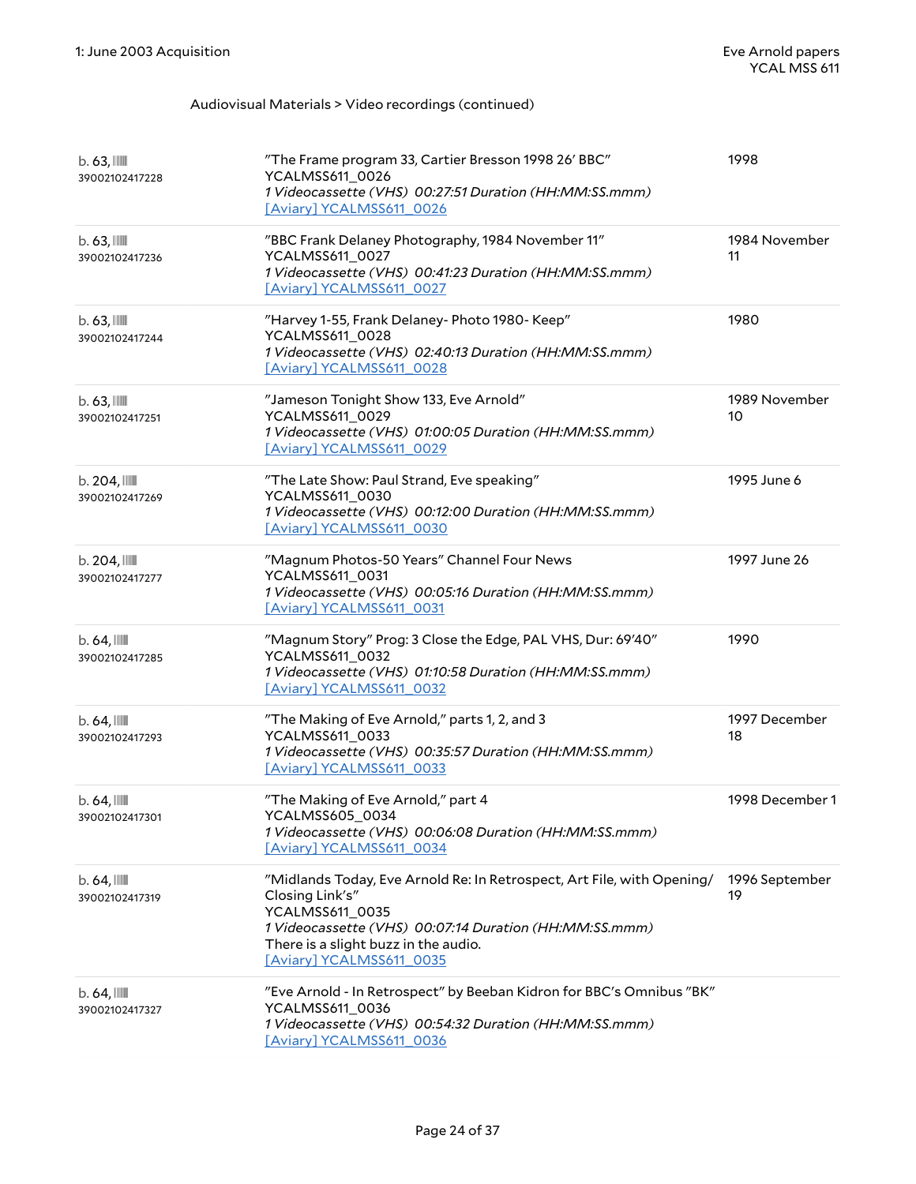Audiovisual Materials > Video recordings (continued)

| | | |
|---|---|---|
| b. 63, 39002102417228 | "The Frame program 33, Cartier Bresson 1998 26' BBC"<br>YCALMSS611_0026<br>*1 Videocassette (VHS) 00:27:51 Duration (HH:MM:SS.mmm)*<br>[Aviary] YCALMSS611_0026 | 1998 |
| b. 63, 39002102417236 | "BBC Frank Delaney Photography, 1984 November 11"<br>YCALMSS611_0027<br>*1 Videocassette (VHS) 00:41:23 Duration (HH:MM:SS.mmm)*<br>[Aviary] YCALMSS611_0027 | 1984 November 11 |
| b. 63, 39002102417244 | "Harvey 1-55, Frank Delaney- Photo 1980- Keep"<br>YCALMSS611_0028<br>*1 Videocassette (VHS) 02:40:13 Duration (HH:MM:SS.mmm)*<br>[Aviary] YCALMSS611_0028 | 1980 |
| b. 63, 39002102417251 | "Jameson Tonight Show 133, Eve Arnold"<br>YCALMSS611_0029<br>*1 Videocassette (VHS) 01:00:05 Duration (HH:MM:SS.mmm)*<br>[Aviary] YCALMSS611_0029 | 1989 November 10 |
| b. 204, 39002102417269 | "The Late Show: Paul Strand, Eve speaking"<br>YCALMSS611_0030<br>*1 Videocassette (VHS) 00:12:00 Duration (HH:MM:SS.mmm)*<br>[Aviary] YCALMSS611_0030 | 1995 June 6 |
| b. 204, 39002102417277 | "Magnum Photos-50 Years" Channel Four News<br>YCALMSS611_0031<br>*1 Videocassette (VHS) 00:05:16 Duration (HH:MM:SS.mmm)*<br>[Aviary] YCALMSS611_0031 | 1997 June 26 |
| b. 64, 39002102417285 | "Magnum Story" Prog: 3 Close the Edge, PAL VHS, Dur: 69'40"<br>YCALMSS611_0032<br>*1 Videocassette (VHS) 01:10:58 Duration (HH:MM:SS.mmm)*<br>[Aviary] YCALMSS611_0032 | 1990 |
| b. 64, 39002102417293 | "The Making of Eve Arnold," parts 1, 2, and 3<br>YCALMSS611_0033<br>*1 Videocassette (VHS) 00:35:57 Duration (HH:MM:SS.mmm)*<br>[Aviary] YCALMSS611_0033 | 1997 December 18 |
| b. 64, 39002102417301 | "The Making of Eve Arnold," part 4<br>YCALMSS605_0034<br>*1 Videocassette (VHS) 00:06:08 Duration (HH:MM:SS.mmm)*<br>[Aviary] YCALMSS611_0034 | 1998 December 1 |
| b. 64, 39002102417319 | "Midlands Today, Eve Arnold Re: In Retrospect, Art File, with Opening/ Closing Link's"<br>YCALMSS611_0035<br>*1 Videocassette (VHS) 00:07:14 Duration (HH:MM:SS.mmm)*<br>There is a slight buzz in the audio.<br>[Aviary] YCALMSS611_0035 | 1996 September 19 |
| b. 64, 39002102417327 | "Eve Arnold - In Retrospect" by Beeban Kidron for BBC's Omnibus "BK"<br>YCALMSS611_0036<br>*1 Videocassette (VHS) 00:54:32 Duration (HH:MM:SS.mmm)*<br>[Aviary] YCALMSS611_0036 | |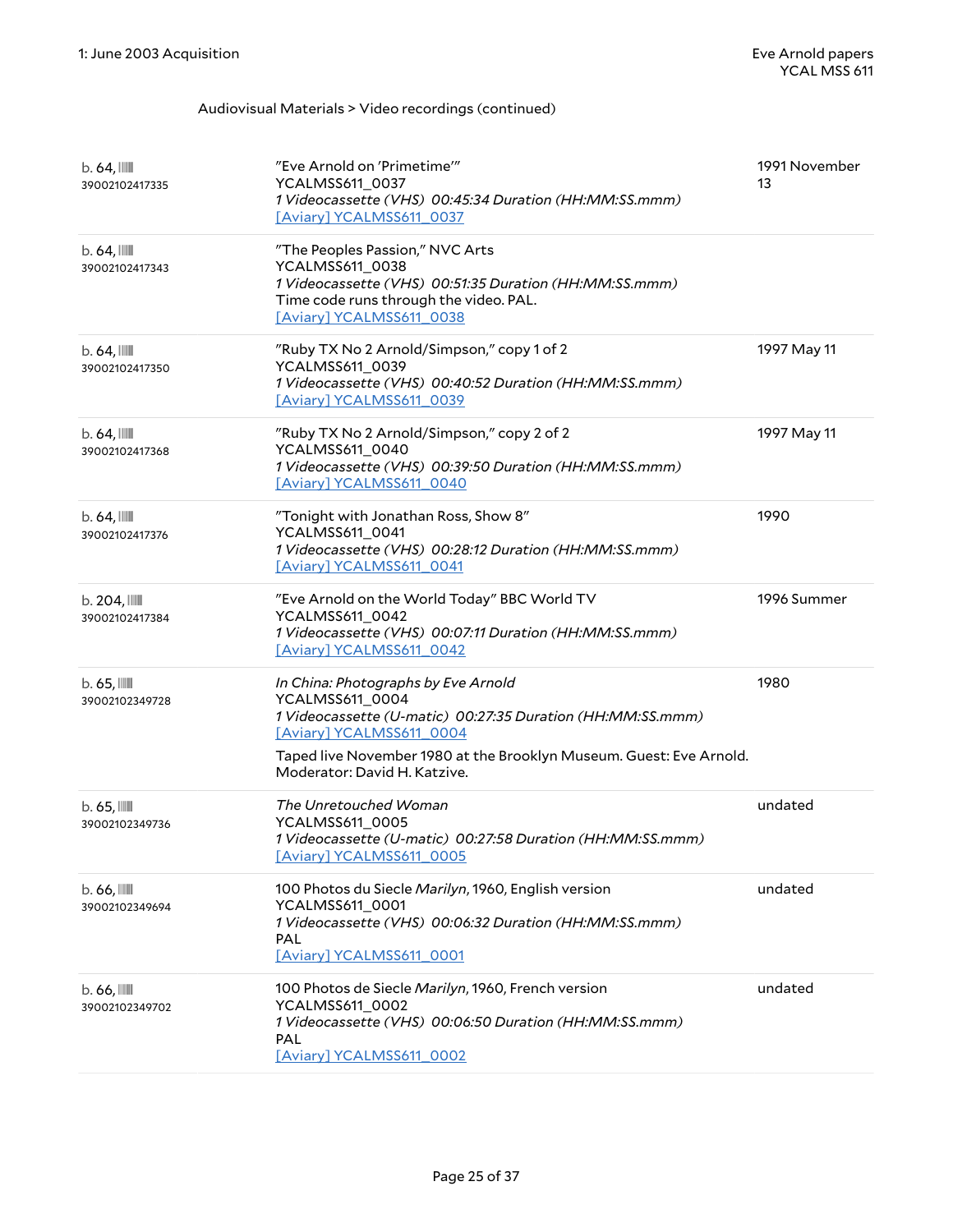Audiovisual Materials > Video recordings (continued)

| | | |
|---|---|---|
| b. 64, 39002102417335 | "Eve Arnold on 'Primetime'" YCALMSS611_0037 *1 Videocassette (VHS) 00:45:34 Duration (HH:MM:SS.mmm)* [Aviary] YCALMSS611_0037 | 1991 November 13 |
| b. 64, 39002102417343 | "The Peoples Passion," NVC Arts YCALMSS611_0038 *1 Videocassette (VHS) 00:51:35 Duration (HH:MM:SS.mmm)* Time code runs through the video. PAL. [Aviary] YCALMSS611_0038 | |
| b. 64, 39002102417350 | "Ruby TX No 2 Arnold/Simpson," copy 1 of 2 YCALMSS611_0039 *1 Videocassette (VHS) 00:40:52 Duration (HH:MM:SS.mmm)* [Aviary] YCALMSS611_0039 | 1997 May 11 |
| b. 64, 39002102417368 | "Ruby TX No 2 Arnold/Simpson," copy 2 of 2 YCALMSS611_0040 *1 Videocassette (VHS) 00:39:50 Duration (HH:MM:SS.mmm)* [Aviary] YCALMSS611_0040 | 1997 May 11 |
| b. 64, 39002102417376 | "Tonight with Jonathan Ross, Show 8" YCALMSS611_0041 *1 Videocassette (VHS) 00:28:12 Duration (HH:MM:SS.mmm)* [Aviary] YCALMSS611_0041 | 1990 |
| b. 204, 39002102417384 | "Eve Arnold on the World Today" BBC World TV YCALMSS611_0042 *1 Videocassette (VHS) 00:07:11 Duration (HH:MM:SS.mmm)* [Aviary] YCALMSS611_0042 | 1996 Summer |
| b. 65, 39002102349728 | *In China: Photographs by Eve Arnold* YCALMSS611_0004 *1 Videocassette (U-matic) 00:27:35 Duration (HH:MM:SS.mmm)* [Aviary] YCALMSS611_0004 Taped live November 1980 at the Brooklyn Museum. Guest: Eve Arnold. Moderator: David H. Katzive. | 1980 |
| b. 65, 39002102349736 | *The Unretouched Woman* YCALMSS611_0005 *1 Videocassette (U-matic) 00:27:58 Duration (HH:MM:SS.mmm)* [Aviary] YCALMSS611_0005 | undated |
| b. 66, 39002102349694 | 100 Photos du Siecle *Marilyn*, 1960, English version YCALMSS611_0001 *1 Videocassette (VHS) 00:06:32 Duration (HH:MM:SS.mmm)* PAL [Aviary] YCALMSS611_0001 | undated |
| b. 66, 39002102349702 | 100 Photos de Siecle *Marilyn*, 1960, French version YCALMSS611_0002 *1 Videocassette (VHS) 00:06:50 Duration (HH:MM:SS.mmm)* PAL [Aviary] YCALMSS611_0002 | undated |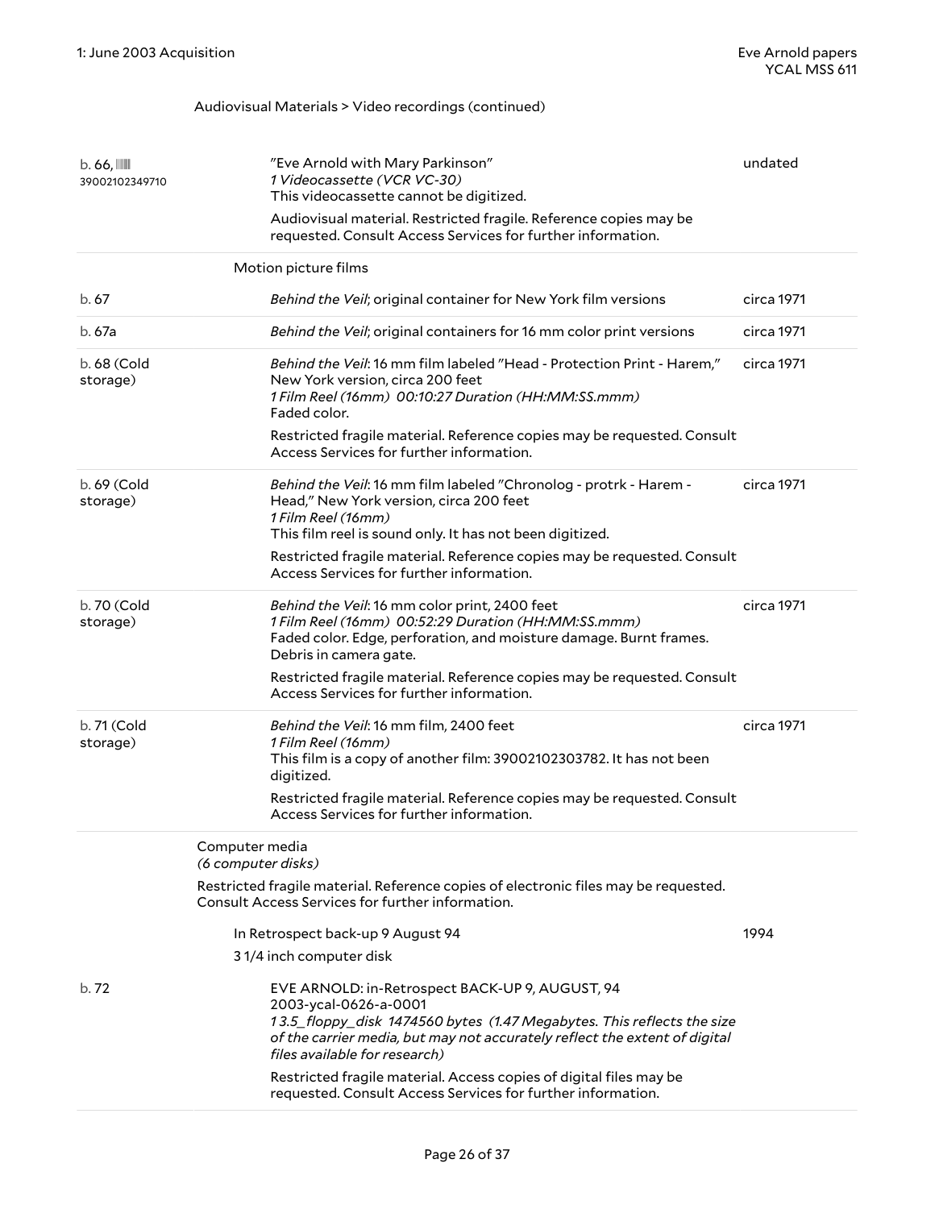Audiovisual Materials > Video recordings (continued)

| | | |
|---|---|---|
| b. 66, 39002102349710 | "Eve Arnold with Mary Parkinson"<br>*1 Videocassette (VCR VC-30)*<br>This videocassette cannot be digitized.<br>Audiovisual material. Restricted fragile. Reference copies may be requested. Consult Access Services for further information. | undated |

Motion picture films

| | | |
|---|---|---|
| b. 67 | *Behind the Veil*; original container for New York film versions | circa 1971 |
| b. 67a | *Behind the Veil*; original containers for 16 mm color print versions | circa 1971 |
| b. 68 (Cold storage) | *Behind the Veil*: 16 mm film labeled "Head - Protection Print - Harem," New York version, circa 200 feet<br>*1 Film Reel (16mm) 00:10:27 Duration (HH:MM:SS.mmm)*<br>Faded color.<br>Restricted fragile material. Reference copies may be requested. Consult Access Services for further information. | circa 1971 |
| b. 69 (Cold storage) | *Behind the Veil*: 16 mm film labeled "Chronolog - protrk - Harem - Head," New York version, circa 200 feet<br>*1 Film Reel (16mm)*<br>This film reel is sound only. It has not been digitized.<br>Restricted fragile material. Reference copies may be requested. Consult Access Services for further information. | circa 1971 |
| b. 70 (Cold storage) | *Behind the Veil*: 16 mm color print, 2400 feet<br>*1 Film Reel (16mm) 00:52:29 Duration (HH:MM:SS.mmm)*<br>Faded color. Edge, perforation, and moisture damage. Burnt frames. Debris in camera gate.<br>Restricted fragile material. Reference copies may be requested. Consult Access Services for further information. | circa 1971 |
| b. 71 (Cold storage) | *Behind the Veil*: 16 mm film, 2400 feet<br>*1 Film Reel (16mm)*<br>This film is a copy of another film: 39002102303782. It has not been digitized.<br>Restricted fragile material. Reference copies may be requested. Consult Access Services for further information. | circa 1971 |

Computer media
*(6 computer disks)*

Restricted fragile material. Reference copies of electronic files may be requested. Consult Access Services for further information.

In Retrospect back-up 9 August 94 — 1994

3 1/4 inch computer disk

| | | |
|---|---|---|
| b. 72 | EVE ARNOLD: in-Retrospect BACK-UP 9, AUGUST, 94<br>2003-ycal-0626-a-0001<br>*1 3.5_floppy_disk 1474560 bytes (1.47 Megabytes. This reflects the size of the carrier media, but may not accurately reflect the extent of digital files available for research)*<br>Restricted fragile material. Access copies of digital files may be requested. Consult Access Services for further information. | |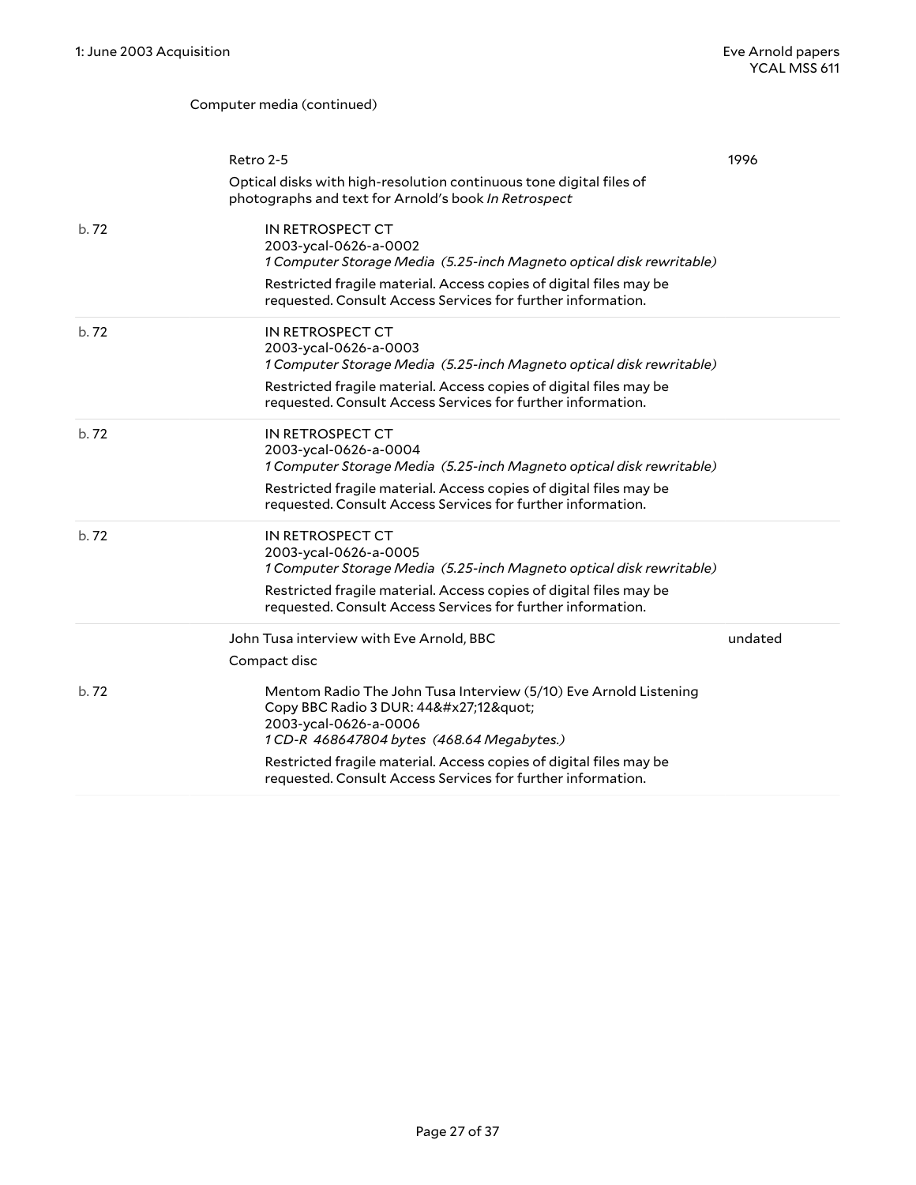Computer media (continued)

| | | |
|---|---|---|
| | Retro 2-5<br>Optical disks with high-resolution continuous tone digital files of photographs and text for Arnold's book *In Retrospect* | 1996 |
| b. 72 | IN RETROSPECT CT<br>2003-ycal-0626-a-0002<br>*1 Computer Storage Media (5.25-inch Magneto optical disk rewritable)*<br>Restricted fragile material. Access copies of digital files may be requested. Consult Access Services for further information. | |
| b. 72 | IN RETROSPECT CT<br>2003-ycal-0626-a-0003<br>*1 Computer Storage Media (5.25-inch Magneto optical disk rewritable)*<br>Restricted fragile material. Access copies of digital files may be requested. Consult Access Services for further information. | |
| b. 72 | IN RETROSPECT CT<br>2003-ycal-0626-a-0004<br>*1 Computer Storage Media (5.25-inch Magneto optical disk rewritable)*<br>Restricted fragile material. Access copies of digital files may be requested. Consult Access Services for further information. | |
| b. 72 | IN RETROSPECT CT<br>2003-ycal-0626-a-0005<br>*1 Computer Storage Media (5.25-inch Magneto optical disk rewritable)*<br>Restricted fragile material. Access copies of digital files may be requested. Consult Access Services for further information. | |
| | John Tusa interview with Eve Arnold, BBC<br>Compact disc | undated |
| b. 72 | Mentom Radio The John Tusa Interview (5/10) Eve Arnold Listening Copy BBC Radio 3 DUR: 44&#x27;12&quot;<br>2003-ycal-0626-a-0006<br>*1 CD-R 468647804 bytes (468.64 Megabytes.)*<br>Restricted fragile material. Access copies of digital files may be requested. Consult Access Services for further information. | |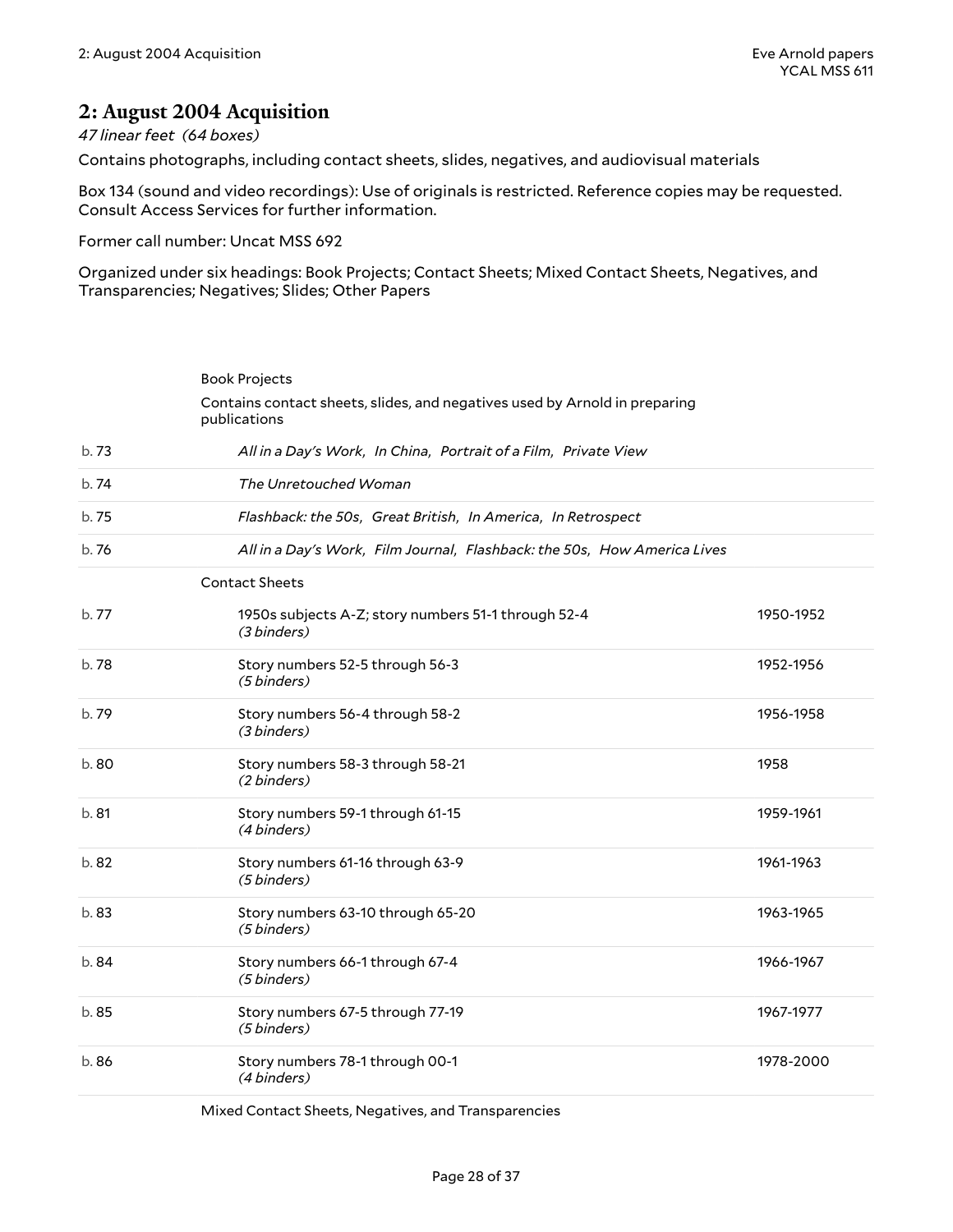## 2: August 2004 Acquisition

*47 linear feet (64 boxes)*

Contains photographs, including contact sheets, slides, negatives, and audiovisual materials

Box 134 (sound and video recordings): Use of originals is restricted. Reference copies may be requested. Consult Access Services for further information.

Former call number: Uncat MSS 692

Organized under six headings: Book Projects; Contact Sheets; Mixed Contact Sheets, Negatives, and Transparencies; Negatives; Slides; Other Papers

| | | |
|---|---|---|
| | Book Projects<br>Contains contact sheets, slides, and negatives used by Arnold in preparing publications | |
| b. 73 | *All in a Day's Work, In China, Portrait of a Film, Private View* | |
| b. 74 | *The Unretouched Woman* | |
| b. 75 | *Flashback: the 50s, Great British, In America, In Retrospect* | |
| b. 76 | *All in a Day's Work, Film Journal, Flashback: the 50s, How America Lives* | |
| | Contact Sheets | |
| b. 77 | 1950s subjects A-Z; story numbers 51-1 through 52-4 *(3 binders)* | 1950-1952 |
| b. 78 | Story numbers 52-5 through 56-3 *(5 binders)* | 1952-1956 |
| b. 79 | Story numbers 56-4 through 58-2 *(3 binders)* | 1956-1958 |
| b. 80 | Story numbers 58-3 through 58-21 *(2 binders)* | 1958 |
| b. 81 | Story numbers 59-1 through 61-15 *(4 binders)* | 1959-1961 |
| b. 82 | Story numbers 61-16 through 63-9 *(5 binders)* | 1961-1963 |
| b. 83 | Story numbers 63-10 through 65-20 *(5 binders)* | 1963-1965 |
| b. 84 | Story numbers 66-1 through 67-4 *(5 binders)* | 1966-1967 |
| b. 85 | Story numbers 67-5 through 77-19 *(5 binders)* | 1967-1977 |
| b. 86 | Story numbers 78-1 through 00-1 *(4 binders)* | 1978-2000 |
| | Mixed Contact Sheets, Negatives, and Transparencies | |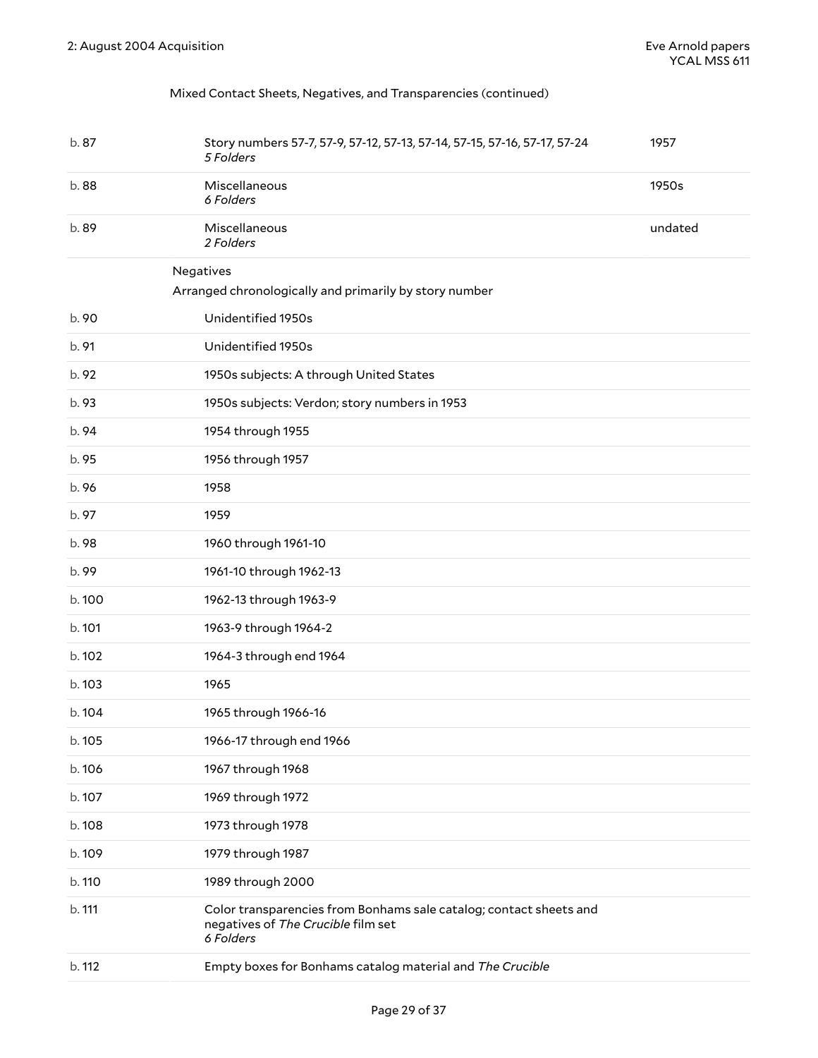Mixed Contact Sheets, Negatives, and Transparencies (continued)

| | | |
|---|---|---|
| b. 87 | Story numbers 57-7, 57-9, 57-12, 57-13, 57-14, 57-15, 57-16, 57-17, 57-24<br>*5 Folders* | 1957 |
| b. 88 | Miscellaneous<br>*6 Folders* | 1950s |
| b. 89 | Miscellaneous<br>*2 Folders* | undated |

Negatives

Arranged chronologically and primarily by story number

| | |
|---|---|
| b. 90 | Unidentified 1950s |
| b. 91 | Unidentified 1950s |
| b. 92 | 1950s subjects: A through United States |
| b. 93 | 1950s subjects: Verdon; story numbers in 1953 |
| b. 94 | 1954 through 1955 |
| b. 95 | 1956 through 1957 |
| b. 96 | 1958 |
| b. 97 | 1959 |
| b. 98 | 1960 through 1961-10 |
| b. 99 | 1961-10 through 1962-13 |
| b. 100 | 1962-13 through 1963-9 |
| b. 101 | 1963-9 through 1964-2 |
| b. 102 | 1964-3 through end 1964 |
| b. 103 | 1965 |
| b. 104 | 1965 through 1966-16 |
| b. 105 | 1966-17 through end 1966 |
| b. 106 | 1967 through 1968 |
| b. 107 | 1969 through 1972 |
| b. 108 | 1973 through 1978 |
| b. 109 | 1979 through 1987 |
| b. 110 | 1989 through 2000 |
| b. 111 | Color transparencies from Bonhams sale catalog; contact sheets and negatives of *The Crucible* film set<br>*6 Folders* |
| b. 112 | Empty boxes for Bonhams catalog material and *The Crucible* |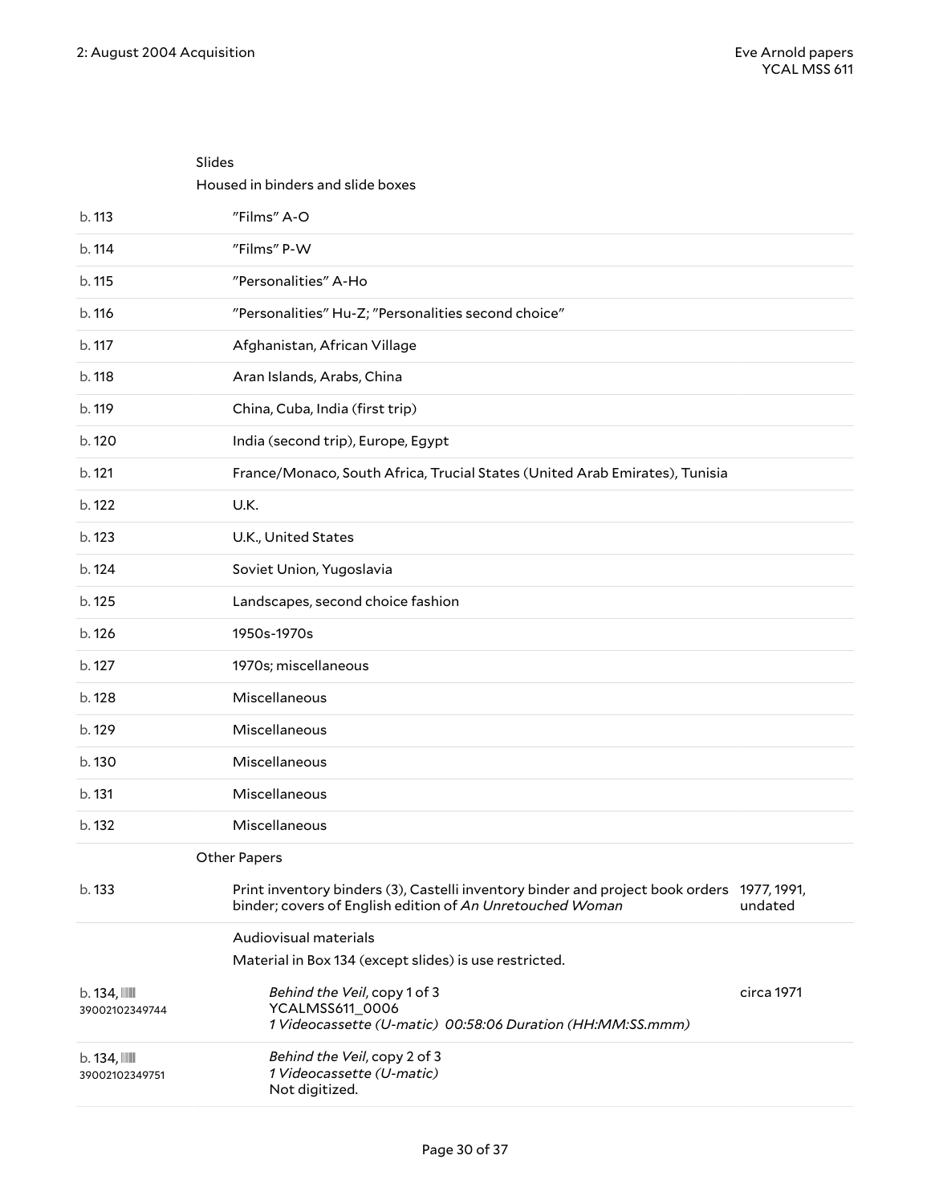Slides

Housed in binders and slide boxes

| | | |
|---|---|---|
| b. 113 | "Films" A-O | |
| b. 114 | "Films" P-W | |
| b. 115 | "Personalities" A-Ho | |
| b. 116 | "Personalities" Hu-Z; "Personalities second choice" | |
| b. 117 | Afghanistan, African Village | |
| b. 118 | Aran Islands, Arabs, China | |
| b. 119 | China, Cuba, India (first trip) | |
| b. 120 | India (second trip), Europe, Egypt | |
| b. 121 | France/Monaco, South Africa, Trucial States (United Arab Emirates), Tunisia | |
| b. 122 | U.K. | |
| b. 123 | U.K., United States | |
| b. 124 | Soviet Union, Yugoslavia | |
| b. 125 | Landscapes, second choice fashion | |
| b. 126 | 1950s-1970s | |
| b. 127 | 1970s; miscellaneous | |
| b. 128 | Miscellaneous | |
| b. 129 | Miscellaneous | |
| b. 130 | Miscellaneous | |
| b. 131 | Miscellaneous | |
| b. 132 | Miscellaneous | |

Other Papers

| | | |
|---|---|---|
| b. 133 | Print inventory binders (3), Castelli inventory binder and project book orders binder; covers of English edition of *An Unretouched Woman* | 1977, 1991, undated |

Audiovisual materials

Material in Box 134 (except slides) is use restricted.

| | | |
|---|---|---|
| b. 134, 39002102349744 | *Behind the Veil*, copy 1 of 3<br>YCALMSS611_0006<br>*1 Videocassette (U-matic) 00:58:06 Duration (HH:MM:SS.mmm)* | circa 1971 |
| b. 134, 39002102349751 | *Behind the Veil*, copy 2 of 3<br>*1 Videocassette (U-matic)*<br>Not digitized. | |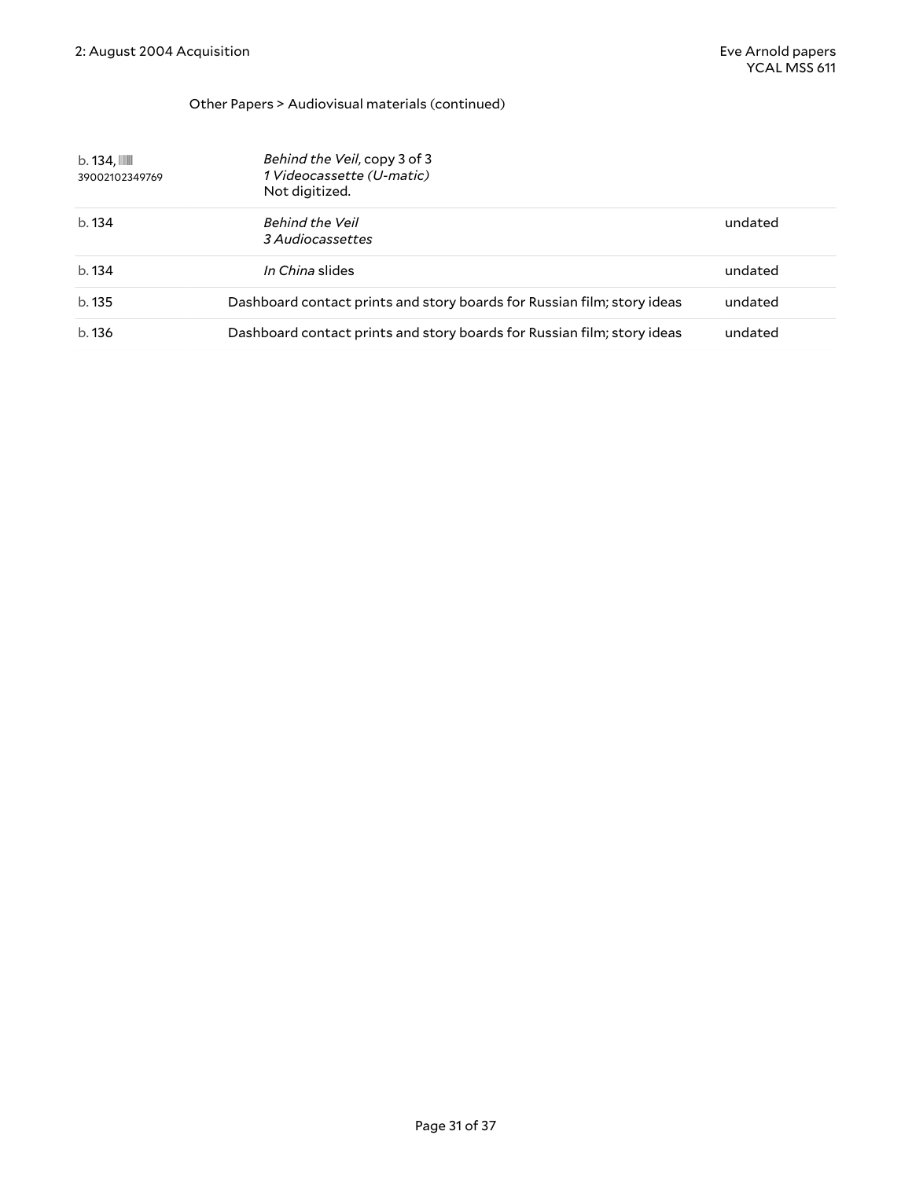Other Papers > Audiovisual materials (continued)

| | | |
|---|---|---|
| b. 134, 39002102349769 | *Behind the Veil*, copy 3 of 3<br>*1 Videocassette (U-matic)*<br>Not digitized. | |
| b. 134 | *Behind the Veil*<br>*3 Audiocassettes* | undated |
| b. 134 | *In China* slides | undated |
| b. 135 | Dashboard contact prints and story boards for Russian film; story ideas | undated |
| b. 136 | Dashboard contact prints and story boards for Russian film; story ideas | undated |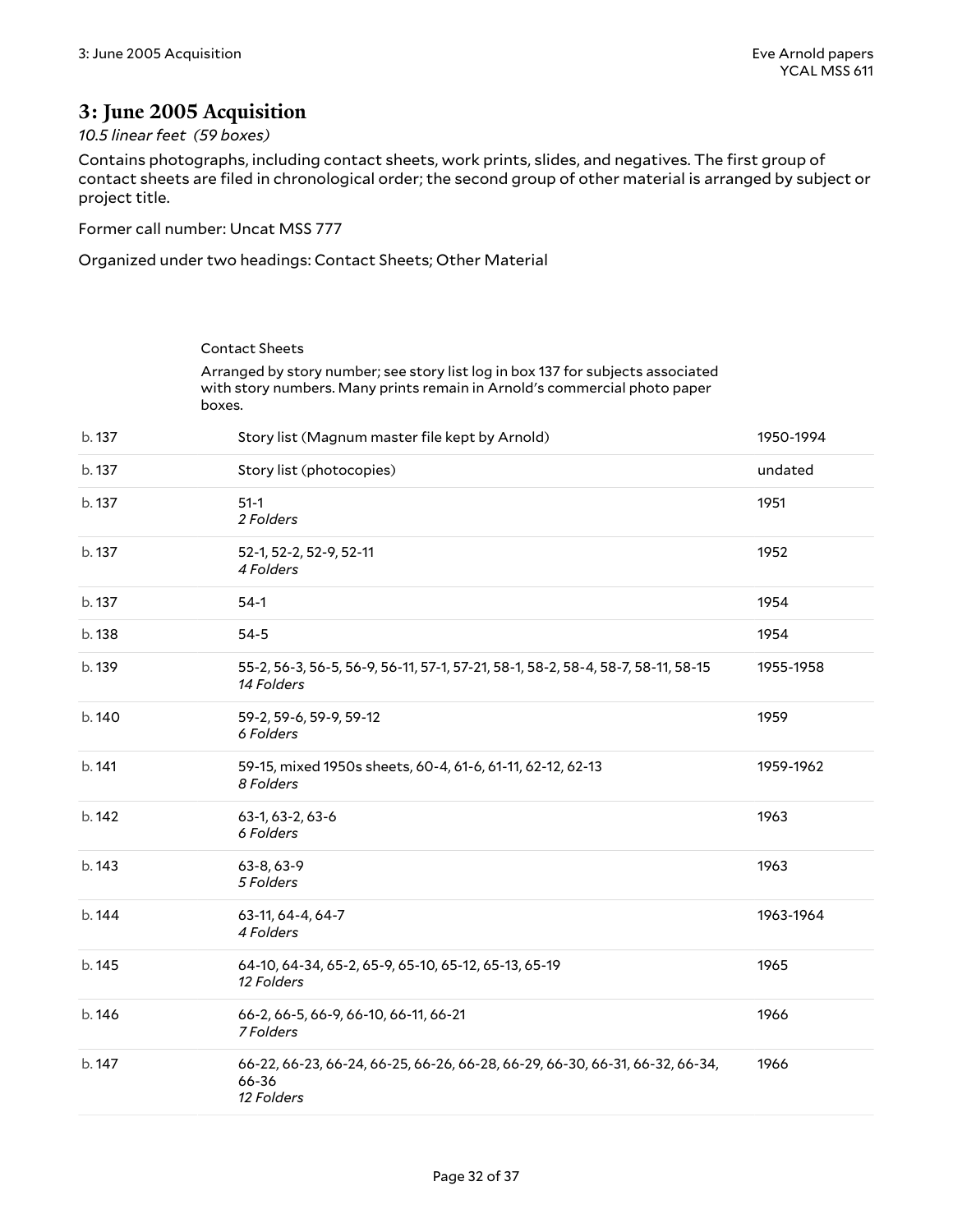## 3: June 2005 Acquisition

*10.5 linear feet (59 boxes)*

Contains photographs, including contact sheets, work prints, slides, and negatives. The first group of contact sheets are filed in chronological order; the second group of other material is arranged by subject or project title.

Former call number: Uncat MSS 777

Organized under two headings: Contact Sheets; Other Material

Contact Sheets

Arranged by story number; see story list log in box 137 for subjects associated with story numbers. Many prints remain in Arnold's commercial photo paper boxes.

| | | |
|---|---|---|
| b. 137 | Story list (Magnum master file kept by Arnold) | 1950-1994 |
| b. 137 | Story list (photocopies) | undated |
| b. 137 | 51-1<br>*2 Folders* | 1951 |
| b. 137 | 52-1, 52-2, 52-9, 52-11<br>*4 Folders* | 1952 |
| b. 137 | 54-1 | 1954 |
| b. 138 | 54-5 | 1954 |
| b. 139 | 55-2, 56-3, 56-5, 56-9, 56-11, 57-1, 57-21, 58-1, 58-2, 58-4, 58-7, 58-11, 58-15<br>*14 Folders* | 1955-1958 |
| b. 140 | 59-2, 59-6, 59-9, 59-12<br>*6 Folders* | 1959 |
| b. 141 | 59-15, mixed 1950s sheets, 60-4, 61-6, 61-11, 62-12, 62-13<br>*8 Folders* | 1959-1962 |
| b. 142 | 63-1, 63-2, 63-6<br>*6 Folders* | 1963 |
| b. 143 | 63-8, 63-9<br>*5 Folders* | 1963 |
| b. 144 | 63-11, 64-4, 64-7<br>*4 Folders* | 1963-1964 |
| b. 145 | 64-10, 64-34, 65-2, 65-9, 65-10, 65-12, 65-13, 65-19<br>*12 Folders* | 1965 |
| b. 146 | 66-2, 66-5, 66-9, 66-10, 66-11, 66-21<br>*7 Folders* | 1966 |
| b. 147 | 66-22, 66-23, 66-24, 66-25, 66-26, 66-28, 66-29, 66-30, 66-31, 66-32, 66-34, 66-36<br>*12 Folders* | 1966 |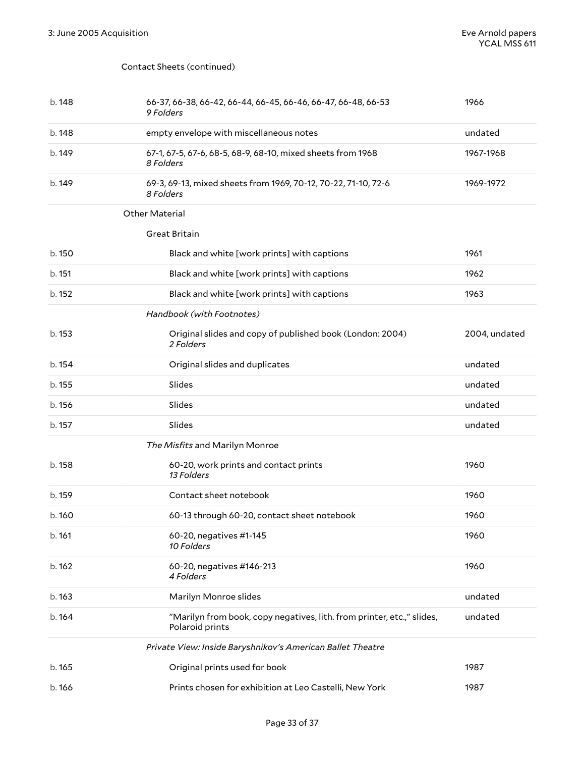Contact Sheets (continued)

| | | |
|---|---|---|
| b. 148 | 66-37, 66-38, 66-42, 66-44, 66-45, 66-46, 66-47, 66-48, 66-53 *9 Folders* | 1966 |
| b. 148 | empty envelope with miscellaneous notes | undated |
| b. 149 | 67-1, 67-5, 67-6, 68-5, 68-9, 68-10, mixed sheets from 1968 *8 Folders* | 1967-1968 |
| b. 149 | 69-3, 69-13, mixed sheets from 1969, 70-12, 70-22, 71-10, 72-6 *8 Folders* | 1969-1972 |

Other Material

Great Britain

| | | |
|---|---|---|
| b. 150 | Black and white [work prints] with captions | 1961 |
| b. 151 | Black and white [work prints] with captions | 1962 |
| b. 152 | Black and white [work prints] with captions | 1963 |

*Handbook (with Footnotes)*

| | | |
|---|---|---|
| b. 153 | Original slides and copy of published book (London: 2004) *2 Folders* | 2004, undated |
| b. 154 | Original slides and duplicates | undated |
| b. 155 | Slides | undated |
| b. 156 | Slides | undated |
| b. 157 | Slides | undated |

*The Misfits* and Marilyn Monroe

| | | |
|---|---|---|
| b. 158 | 60-20, work prints and contact prints *13 Folders* | 1960 |
| b. 159 | Contact sheet notebook | 1960 |
| b. 160 | 60-13 through 60-20, contact sheet notebook | 1960 |
| b. 161 | 60-20, negatives #1-145 *10 Folders* | 1960 |
| b. 162 | 60-20, negatives #146-213 *4 Folders* | 1960 |
| b. 163 | Marilyn Monroe slides | undated |
| b. 164 | "Marilyn from book, copy negatives, lith. from printer, etc.," slides, Polaroid prints | undated |

*Private View: Inside Baryshnikov's American Ballet Theatre*

| | | |
|---|---|---|
| b. 165 | Original prints used for book | 1987 |
| b. 166 | Prints chosen for exhibition at Leo Castelli, New York | 1987 |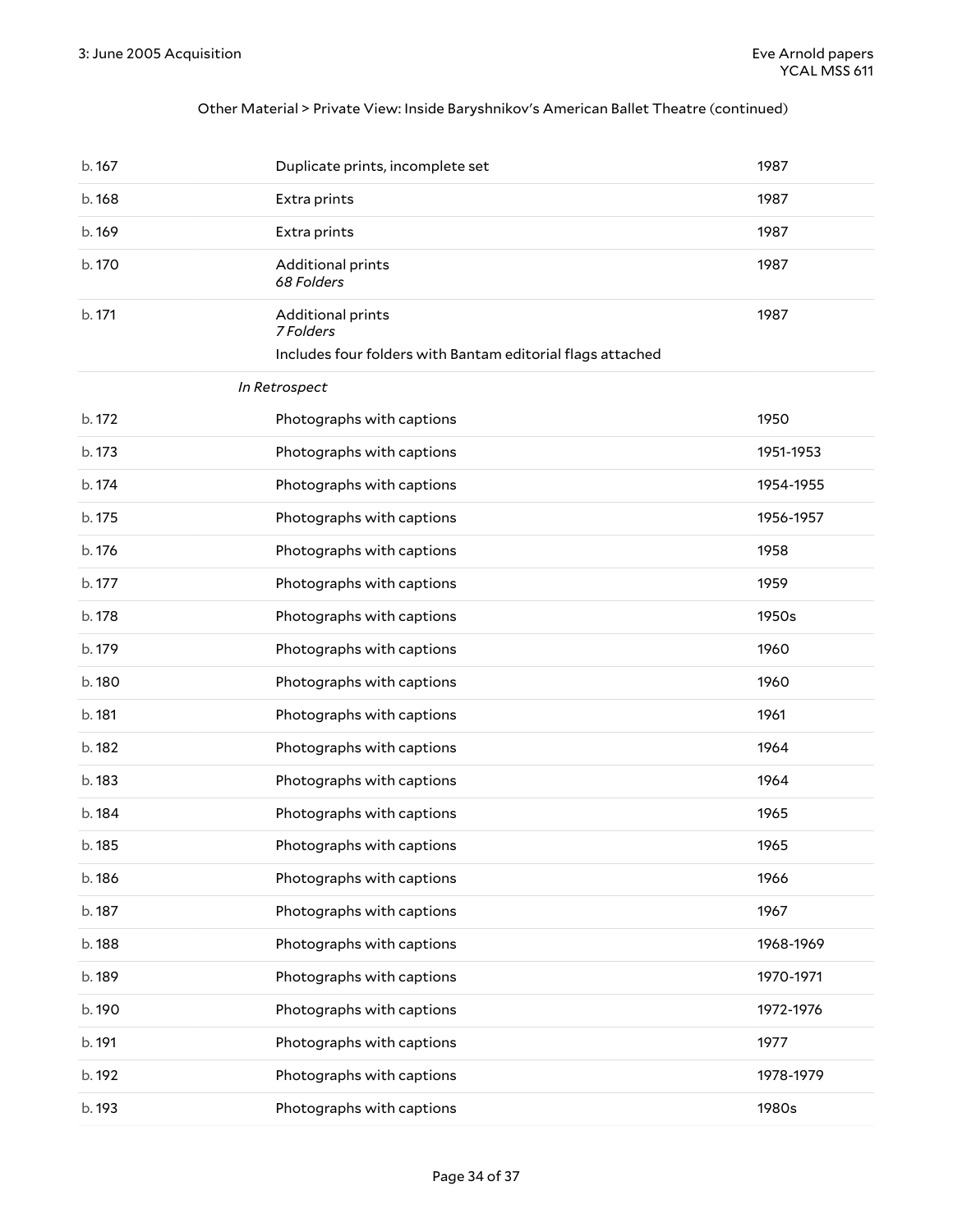Other Material > Private View: Inside Baryshnikov's American Ballet Theatre (continued)

| | | |
|---|---|---|
| b. 167 | Duplicate prints, incomplete set | 1987 |
| b. 168 | Extra prints | 1987 |
| b. 169 | Extra prints | 1987 |
| b. 170 | Additional prints<br>*68 Folders* | 1987 |
| b. 171 | Additional prints<br>*7 Folders*<br>Includes four folders with Bantam editorial flags attached | 1987 |

*In Retrospect*

| | | |
|---|---|---|
| b. 172 | Photographs with captions | 1950 |
| b. 173 | Photographs with captions | 1951-1953 |
| b. 174 | Photographs with captions | 1954-1955 |
| b. 175 | Photographs with captions | 1956-1957 |
| b. 176 | Photographs with captions | 1958 |
| b. 177 | Photographs with captions | 1959 |
| b. 178 | Photographs with captions | 1950s |
| b. 179 | Photographs with captions | 1960 |
| b. 180 | Photographs with captions | 1960 |
| b. 181 | Photographs with captions | 1961 |
| b. 182 | Photographs with captions | 1964 |
| b. 183 | Photographs with captions | 1964 |
| b. 184 | Photographs with captions | 1965 |
| b. 185 | Photographs with captions | 1965 |
| b. 186 | Photographs with captions | 1966 |
| b. 187 | Photographs with captions | 1967 |
| b. 188 | Photographs with captions | 1968-1969 |
| b. 189 | Photographs with captions | 1970-1971 |
| b. 190 | Photographs with captions | 1972-1976 |
| b. 191 | Photographs with captions | 1977 |
| b. 192 | Photographs with captions | 1978-1979 |
| b. 193 | Photographs with captions | 1980s |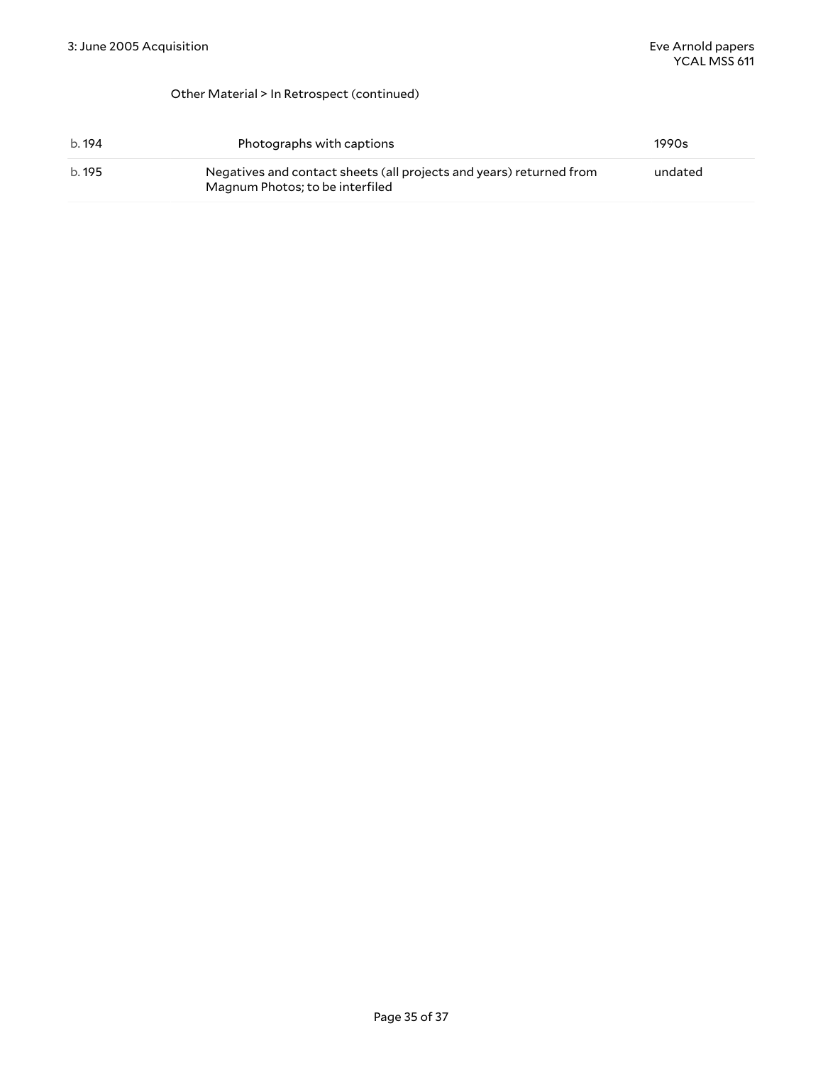Other Material > In Retrospect (continued)

| | | |
|---|---|---|
| b. 194 | Photographs with captions | 1990s |
| b. 195 | Negatives and contact sheets (all projects and years) returned from Magnum Photos; to be interfiled | undated |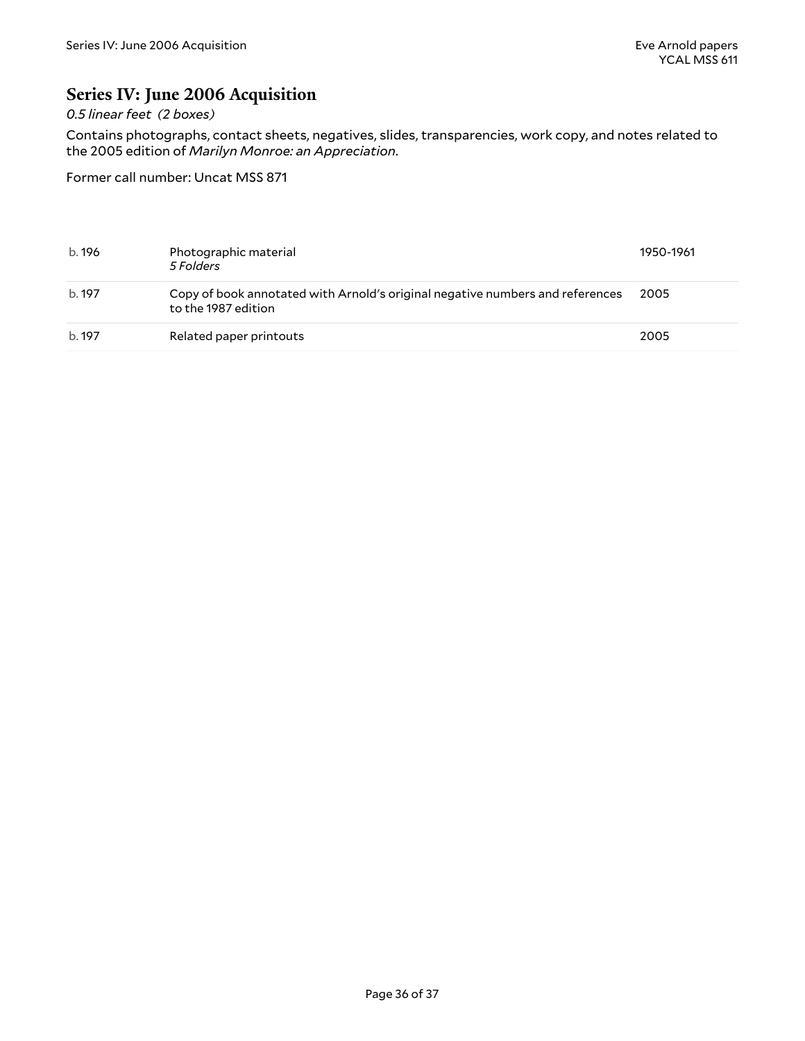## Series IV: June 2006 Acquisition

*0.5 linear feet (2 boxes)*

Contains photographs, contact sheets, negatives, slides, transparencies, work copy, and notes related to the 2005 edition of *Marilyn Monroe: an Appreciation*.

Former call number: Uncat MSS 871

| | | |
|---|---|---|
| b. 196 | Photographic material<br>*5 Folders* | 1950-1961 |
| b. 197 | Copy of book annotated with Arnold's original negative numbers and references to the 1987 edition | 2005 |
| b. 197 | Related paper printouts | 2005 |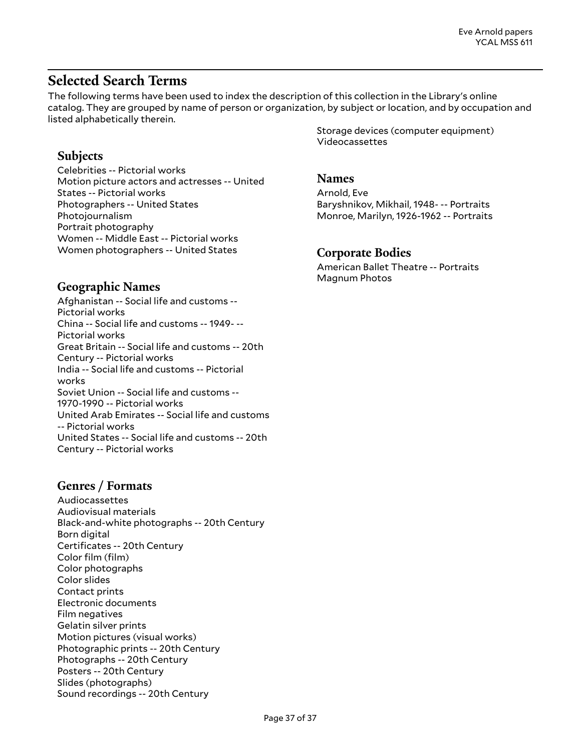## Selected Search Terms

The following terms have been used to index the description of this collection in the Library's online catalog. They are grouped by name of person or organization, by subject or location, and by occupation and listed alphabetically therein.

### Subjects

Celebrities -- Pictorial works
Motion picture actors and actresses -- United States -- Pictorial works
Photographers -- United States
Photojournalism
Portrait photography
Women -- Middle East -- Pictorial works
Women photographers -- United States

### Geographic Names

Afghanistan -- Social life and customs -- Pictorial works
China -- Social life and customs -- 1949- -- Pictorial works
Great Britain -- Social life and customs -- 20th Century -- Pictorial works
India -- Social life and customs -- Pictorial works
Soviet Union -- Social life and customs -- 1970-1990 -- Pictorial works
United Arab Emirates -- Social life and customs -- Pictorial works
United States -- Social life and customs -- 20th Century -- Pictorial works

### Genres / Formats

Audiocassettes
Audiovisual materials
Black-and-white photographs -- 20th Century
Born digital
Certificates -- 20th Century
Color film (film)
Color photographs
Color slides
Contact prints
Electronic documents
Film negatives
Gelatin silver prints
Motion pictures (visual works)
Photographic prints -- 20th Century
Photographs -- 20th Century
Posters -- 20th Century
Slides (photographs)
Sound recordings -- 20th Century
Storage devices (computer equipment)
Videocassettes

### Names

Arnold, Eve
Baryshnikov, Mikhail, 1948- -- Portraits
Monroe, Marilyn, 1926-1962 -- Portraits

### Corporate Bodies

American Ballet Theatre -- Portraits
Magnum Photos